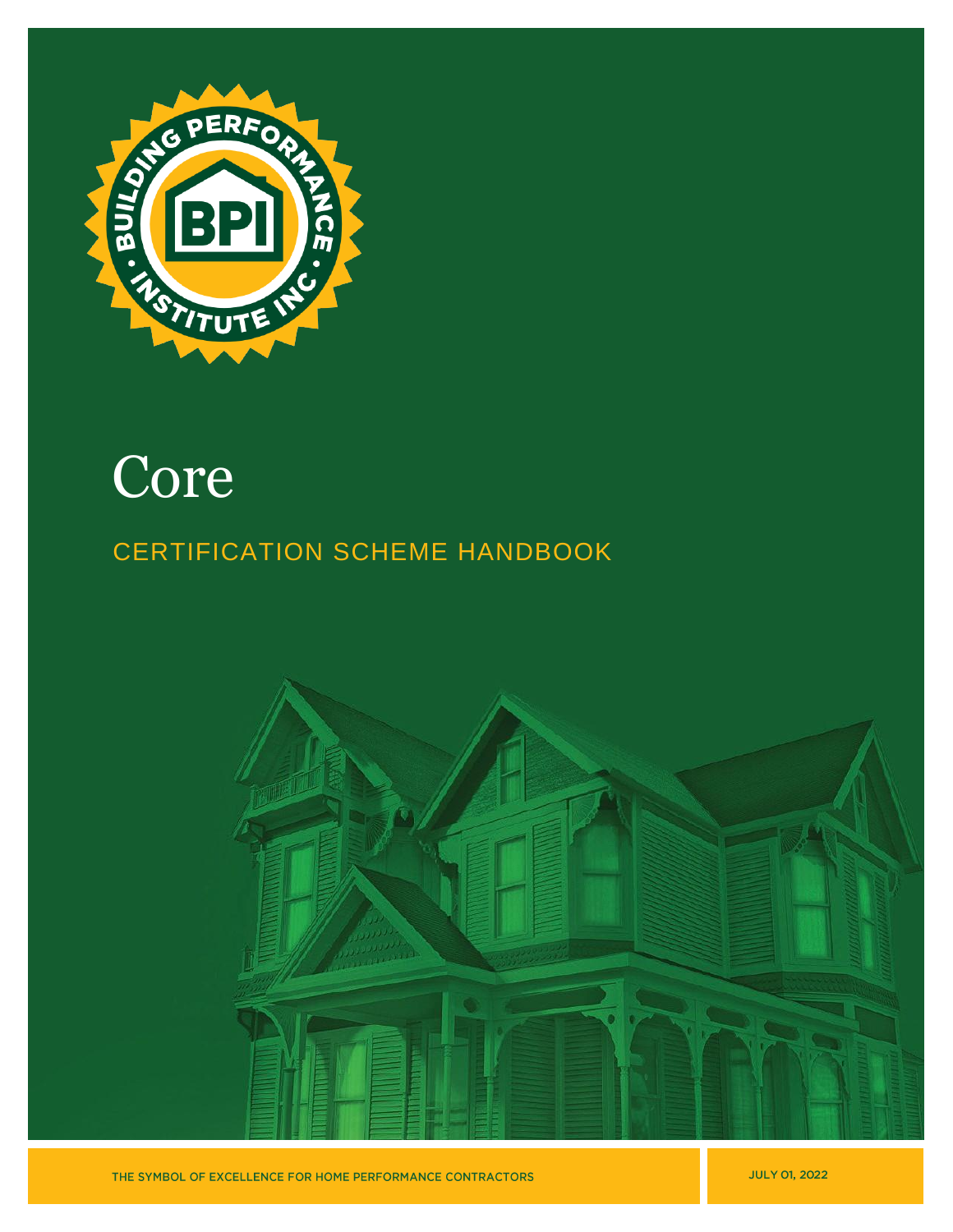# Core

## CERTIFICATION SCHEME HANDBOOK

THE SYMBOL OF EXCELLENCE FOR HOME PERFORMANCE CONTRACTORS

JULY 01, 2022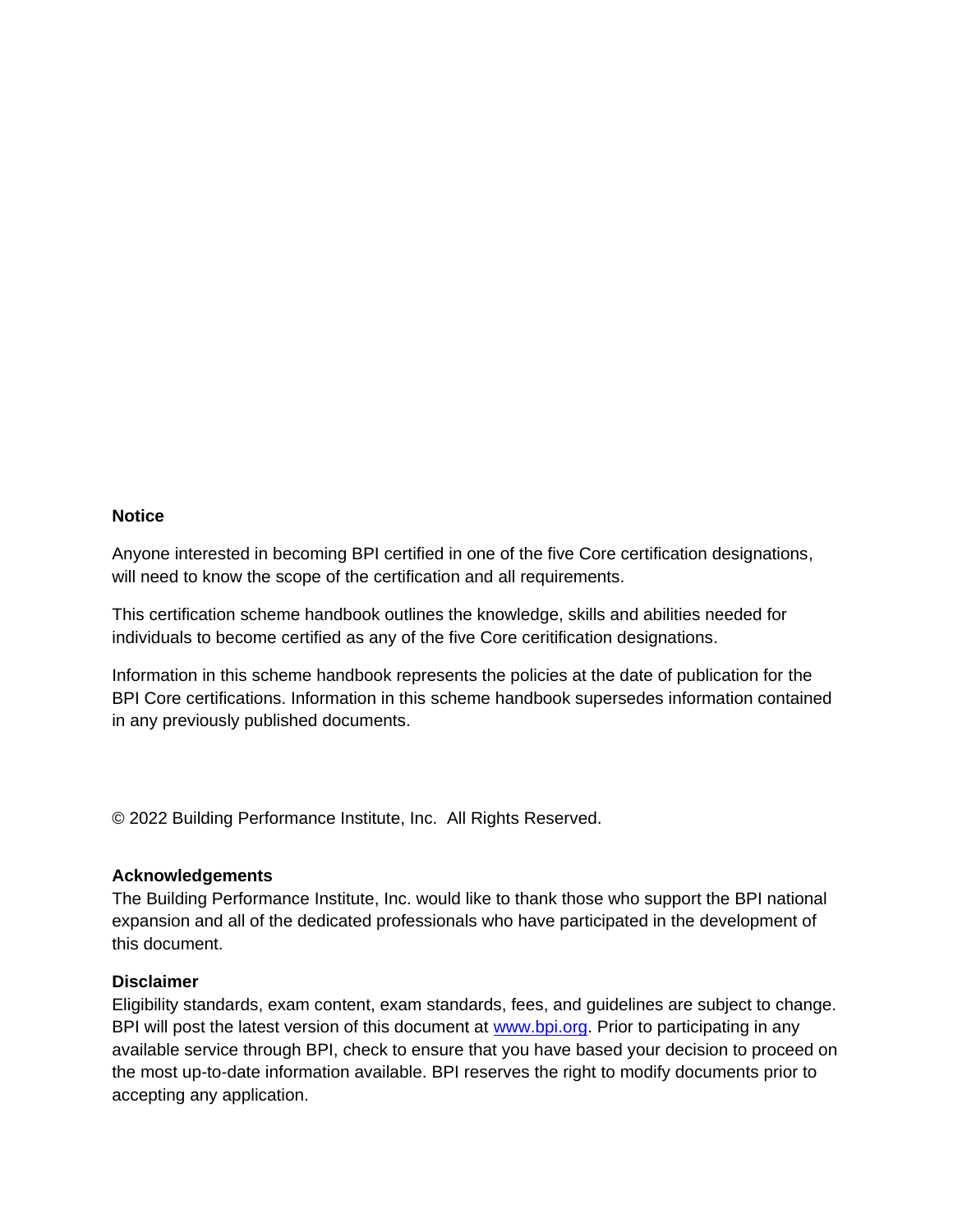**Notice**

Anyone interested in becoming BPI certified in one of the five Core certification designations, will need to know the scope of the certification and all requirements.

This certification scheme handbook outlines the knowledge, skills and abilities needed for individuals to become certified as any of the five Core ceritification designations.

Information in this scheme handbook represents the policies at the date of publication for the BPI Core certifications. Information in this scheme handbook supersedes information contained in any previously published documents.

© 2022 Building Performance Institute, Inc.  All Rights Reserved.

**Acknowledgements**

The Building Performance Institute, Inc. would like to thank those who support the BPI national expansion and all of the dedicated professionals who have participated in the development of this document.

**Disclaimer**

Eligibility standards, exam content, exam standards, fees, and guidelines are subject to change. BPI will post the latest version of this document at [www.bpi.org](http://www.bpi.org). Prior to participating in any available service through BPI, check to ensure that you have based your decision to proceed on the most up-to-date information available. BPI reserves the right to modify documents prior to accepting any application.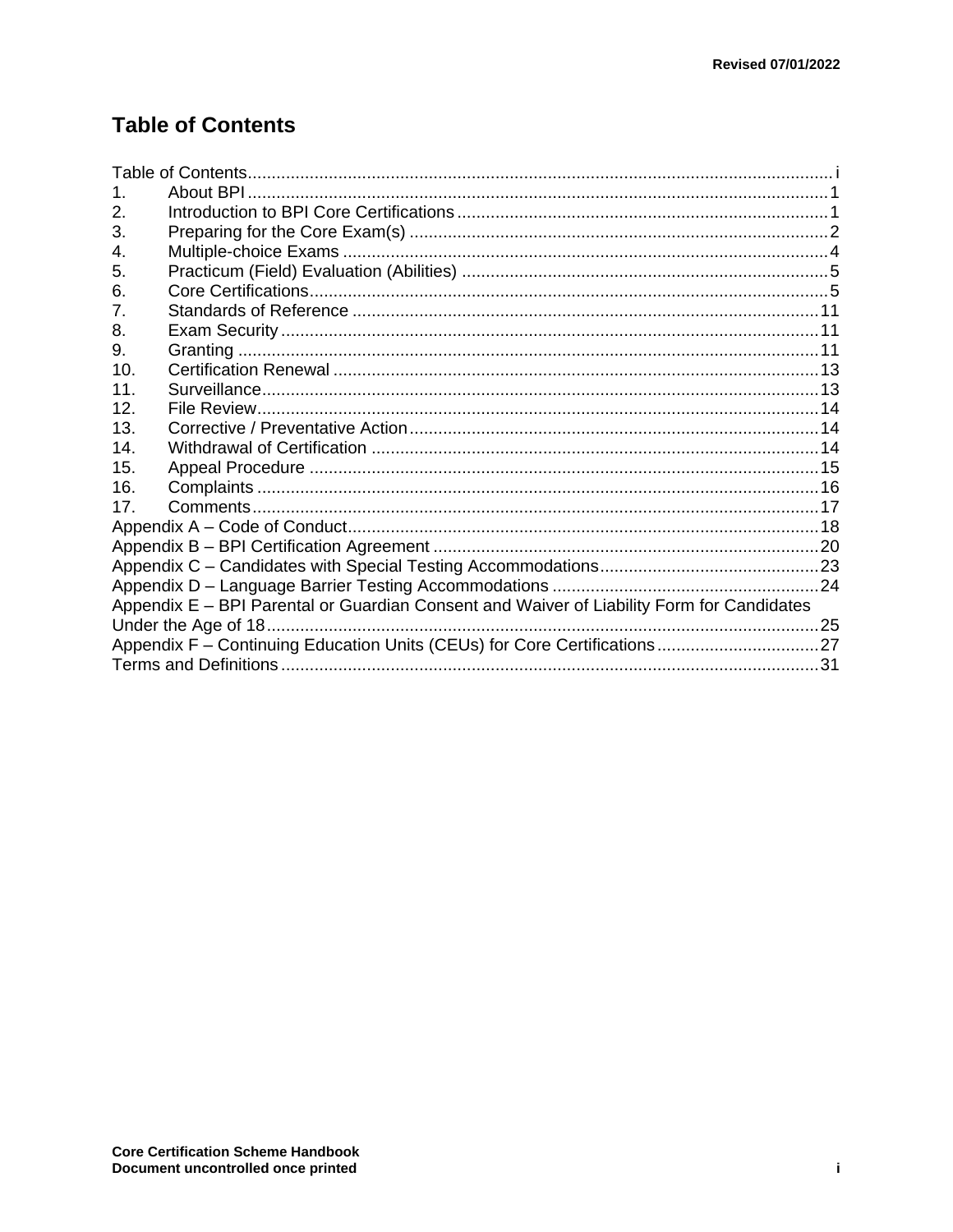# Table of Contents

Table of Contents ........................................................................................................................ i

1. About BPI ........................................................................................................................ 1
2. Introduction to BPI Core Certifications ........................................................................... 1
3. Preparing for the Core Exam(s) ..................................................................................... 2
4. Multiple-choice Exams ................................................................................................... 4
5. Practicum (Field) Evaluation (Abilities) ........................................................................... 5
6. Core Certifications .......................................................................................................... 5
7. Standards of Reference ................................................................................................ 11
8. Exam Security ............................................................................................................... 11
9. Granting ........................................................................................................................ 11
10. Certification Renewal .................................................................................................... 13
11. Surveillance ................................................................................................................... 13
12. File Review .................................................................................................................... 14
13. Corrective / Preventative Action .................................................................................... 14
14. Withdrawal of Certification ............................................................................................ 14
15. Appeal Procedure ......................................................................................................... 15
16. Complaints .................................................................................................................... 16
17. Comments ..................................................................................................................... 17

Appendix A – Code of Conduct ................................................................................................. 18

Appendix B – BPI Certification Agreement ................................................................................ 20

Appendix C – Candidates with Special Testing Accommodations ............................................. 23

Appendix D – Language Barrier Testing Accommodations ....................................................... 24

Appendix E – BPI Parental or Guardian Consent and Waiver of Liability Form for Candidates Under the Age of 18 ................................................................................................................... 25

Appendix F – Continuing Education Units (CEUs) for Core Certifications ................................. 27

Terms and Definitions ................................................................................................................ 31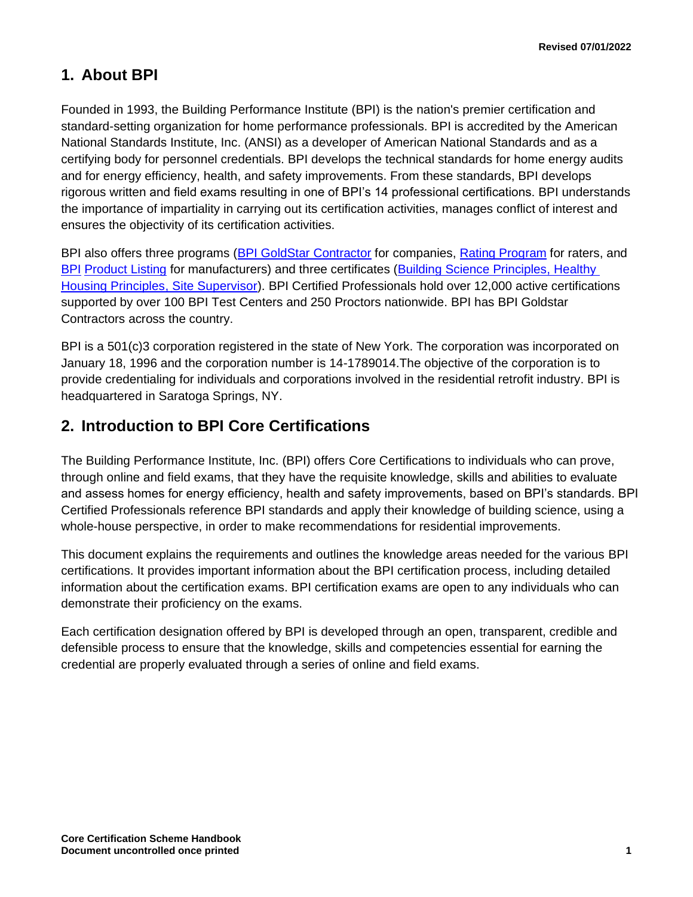## 1. About BPI

Founded in 1993, the Building Performance Institute (BPI) is the nation's premier certification and standard-setting organization for home performance professionals. BPI is accredited by the American National Standards Institute, Inc. (ANSI) as a developer of American National Standards and as a certifying body for personnel credentials. BPI develops the technical standards for home energy audits and for energy efficiency, health, and safety improvements. From these standards, BPI develops rigorous written and field exams resulting in one of BPI's 14 professional certifications. BPI understands the importance of impartiality in carrying out its certification activities, manages conflict of interest and ensures the objectivity of its certification activities.

BPI also offers three programs (BPI GoldStar Contractor for companies, Rating Program for raters, and BPI Product Listing for manufacturers) and three certificates (Building Science Principles, Healthy Housing Principles, Site Supervisor). BPI Certified Professionals hold over 12,000 active certifications supported by over 100 BPI Test Centers and 250 Proctors nationwide. BPI has BPI Goldstar Contractors across the country.

BPI is a 501(c)3 corporation registered in the state of New York. The corporation was incorporated on January 18, 1996 and the corporation number is 14-1789014.The objective of the corporation is to provide credentialing for individuals and corporations involved in the residential retrofit industry. BPI is headquartered in Saratoga Springs, NY.

## 2. Introduction to BPI Core Certifications

The Building Performance Institute, Inc. (BPI) offers Core Certifications to individuals who can prove, through online and field exams, that they have the requisite knowledge, skills and abilities to evaluate and assess homes for energy efficiency, health and safety improvements, based on BPI's standards. BPI Certified Professionals reference BPI standards and apply their knowledge of building science, using a whole-house perspective, in order to make recommendations for residential improvements.

This document explains the requirements and outlines the knowledge areas needed for the various BPI certifications. It provides important information about the BPI certification process, including detailed information about the certification exams. BPI certification exams are open to any individuals who can demonstrate their proficiency on the exams.

Each certification designation offered by BPI is developed through an open, transparent, credible and defensible process to ensure that the knowledge, skills and competencies essential for earning the credential are properly evaluated through a series of online and field exams.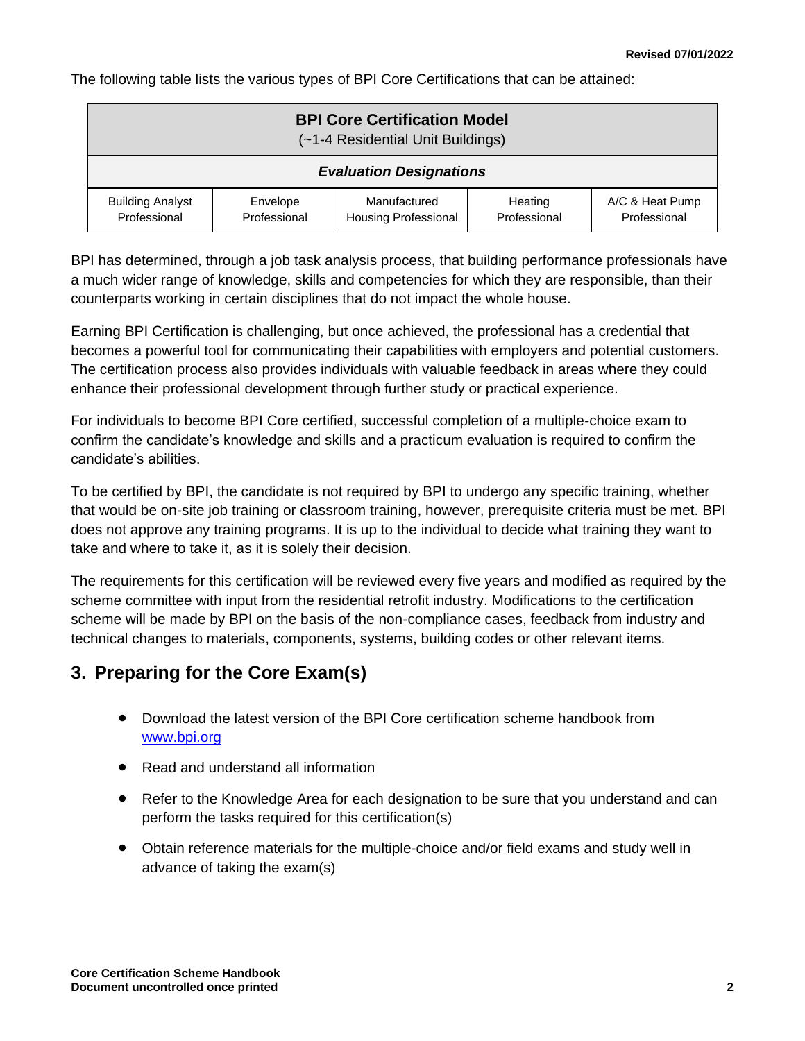The following table lists the various types of BPI Core Certifications that can be attained:

| **BPI Core Certification Model** (~1-4 Residential Unit Buildings) | | | | |
|---|---|---|---|---|
| ***Evaluation Designations*** | | | | |
| Building Analyst Professional | Envelope Professional | Manufactured Housing Professional | Heating Professional | A/C & Heat Pump Professional |

BPI has determined, through a job task analysis process, that building performance professionals have a much wider range of knowledge, skills and competencies for which they are responsible, than their counterparts working in certain disciplines that do not impact the whole house.

Earning BPI Certification is challenging, but once achieved, the professional has a credential that becomes a powerful tool for communicating their capabilities with employers and potential customers. The certification process also provides individuals with valuable feedback in areas where they could enhance their professional development through further study or practical experience.

For individuals to become BPI Core certified, successful completion of a multiple-choice exam to confirm the candidate's knowledge and skills and a practicum evaluation is required to confirm the candidate's abilities.

To be certified by BPI, the candidate is not required by BPI to undergo any specific training, whether that would be on-site job training or classroom training, however, prerequisite criteria must be met. BPI does not approve any training programs. It is up to the individual to decide what training they want to take and where to take it, as it is solely their decision.

The requirements for this certification will be reviewed every five years and modified as required by the scheme committee with input from the residential retrofit industry. Modifications to the certification scheme will be made by BPI on the basis of the non-compliance cases, feedback from industry and technical changes to materials, components, systems, building codes or other relevant items.

## 3. Preparing for the Core Exam(s)

- Download the latest version of the BPI Core certification scheme handbook from www.bpi.org
- Read and understand all information
- Refer to the Knowledge Area for each designation to be sure that you understand and can perform the tasks required for this certification(s)
- Obtain reference materials for the multiple-choice and/or field exams and study well in advance of taking the exam(s)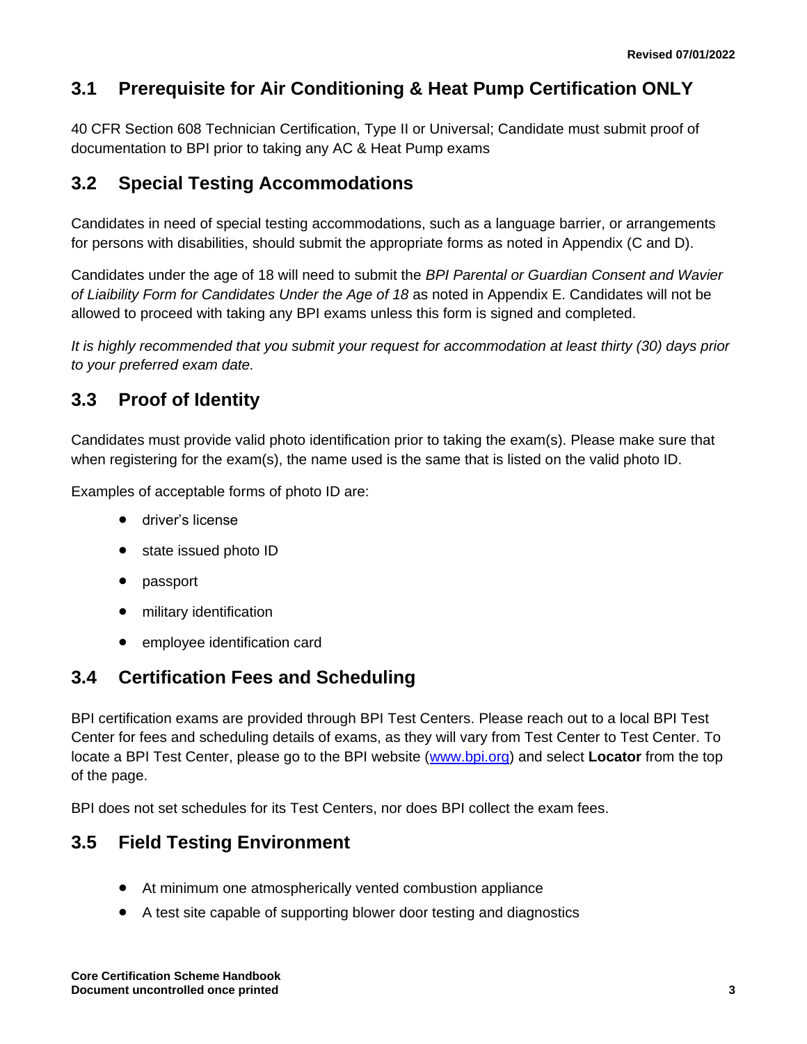## 3.1 Prerequisite for Air Conditioning & Heat Pump Certification ONLY

40 CFR Section 608 Technician Certification, Type II or Universal; Candidate must submit proof of documentation to BPI prior to taking any AC & Heat Pump exams

## 3.2 Special Testing Accommodations

Candidates in need of special testing accommodations, such as a language barrier, or arrangements for persons with disabilities, should submit the appropriate forms as noted in Appendix (C and D).

Candidates under the age of 18 will need to submit the *BPI Parental or Guardian Consent and Wavier of Liability Form for Candidates Under the Age of 18* as noted in Appendix E. Candidates will not be allowed to proceed with taking any BPI exams unless this form is signed and completed.

*It is highly recommended that you submit your request for accommodation at least thirty (30) days prior to your preferred exam date.*

## 3.3 Proof of Identity

Candidates must provide valid photo identification prior to taking the exam(s). Please make sure that when registering for the exam(s), the name used is the same that is listed on the valid photo ID.

Examples of acceptable forms of photo ID are:

- driver's license
- state issued photo ID
- passport
- military identification
- employee identification card

## 3.4 Certification Fees and Scheduling

BPI certification exams are provided through BPI Test Centers. Please reach out to a local BPI Test Center for fees and scheduling details of exams, as they will vary from Test Center to Test Center. To locate a BPI Test Center, please go to the BPI website (www.bpi.org) and select **Locator** from the top of the page.

BPI does not set schedules for its Test Centers, nor does BPI collect the exam fees.

## 3.5 Field Testing Environment

- At minimum one atmospherically vented combustion appliance
- A test site capable of supporting blower door testing and diagnostics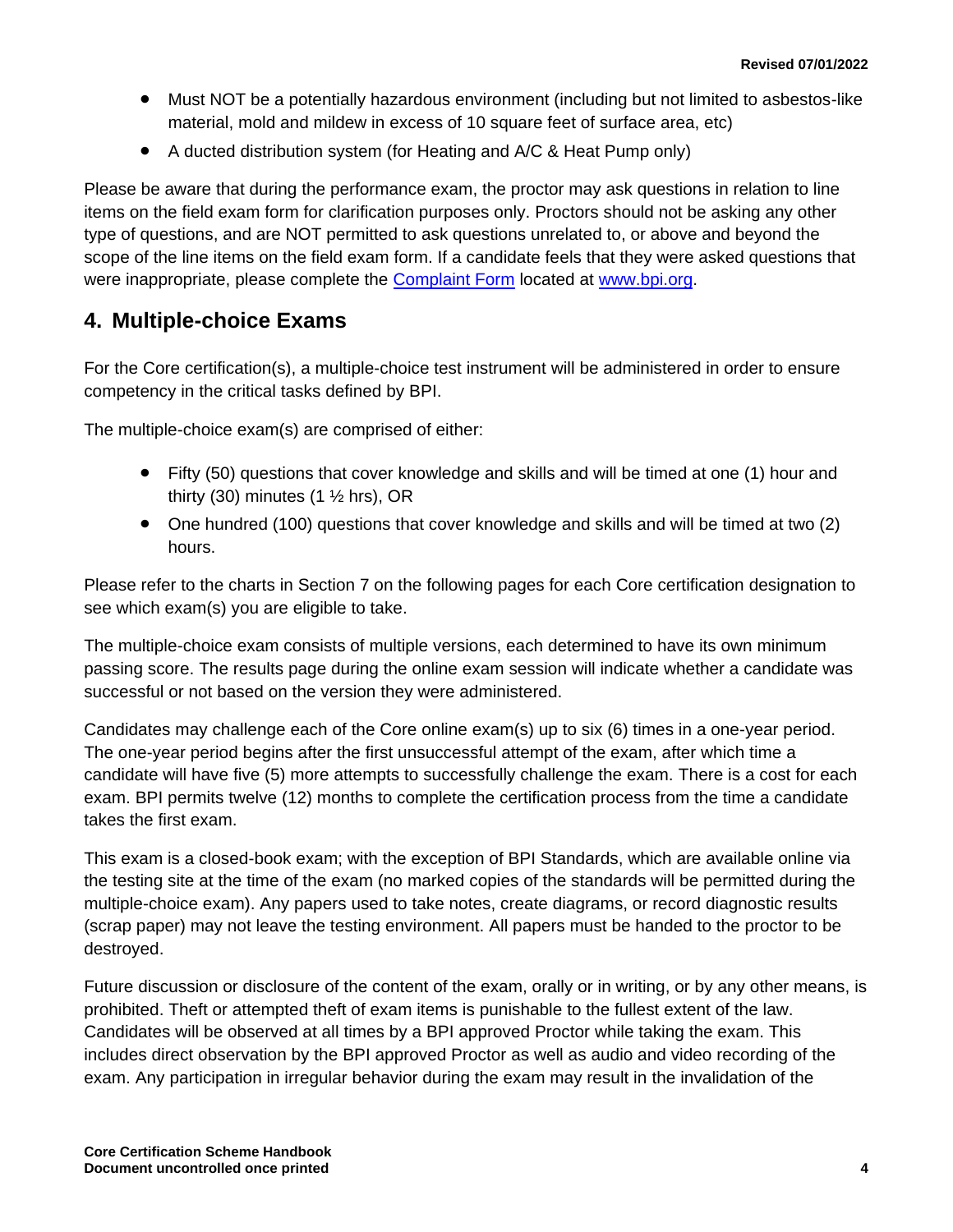- Must NOT be a potentially hazardous environment (including but not limited to asbestos-like material, mold and mildew in excess of 10 square feet of surface area, etc)
- A ducted distribution system (for Heating and A/C & Heat Pump only)

Please be aware that during the performance exam, the proctor may ask questions in relation to line items on the field exam form for clarification purposes only. Proctors should not be asking any other type of questions, and are NOT permitted to ask questions unrelated to, or above and beyond the scope of the line items on the field exam form. If a candidate feels that they were asked questions that were inappropriate, please complete the [Complaint Form](#) located at [www.bpi.org](http://www.bpi.org).

## 4. Multiple-choice Exams

For the Core certification(s), a multiple-choice test instrument will be administered in order to ensure competency in the critical tasks defined by BPI.

The multiple-choice exam(s) are comprised of either:

- Fifty (50) questions that cover knowledge and skills and will be timed at one (1) hour and thirty (30) minutes (1 ½ hrs), OR
- One hundred (100) questions that cover knowledge and skills and will be timed at two (2) hours.

Please refer to the charts in Section 7 on the following pages for each Core certification designation to see which exam(s) you are eligible to take.

The multiple-choice exam consists of multiple versions, each determined to have its own minimum passing score. The results page during the online exam session will indicate whether a candidate was successful or not based on the version they were administered.

Candidates may challenge each of the Core online exam(s) up to six (6) times in a one-year period. The one-year period begins after the first unsuccessful attempt of the exam, after which time a candidate will have five (5) more attempts to successfully challenge the exam. There is a cost for each exam. BPI permits twelve (12) months to complete the certification process from the time a candidate takes the first exam.

This exam is a closed-book exam; with the exception of BPI Standards, which are available online via the testing site at the time of the exam (no marked copies of the standards will be permitted during the multiple-choice exam). Any papers used to take notes, create diagrams, or record diagnostic results (scrap paper) may not leave the testing environment. All papers must be handed to the proctor to be destroyed.

Future discussion or disclosure of the content of the exam, orally or in writing, or by any other means, is prohibited. Theft or attempted theft of exam items is punishable to the fullest extent of the law. Candidates will be observed at all times by a BPI approved Proctor while taking the exam. This includes direct observation by the BPI approved Proctor as well as audio and video recording of the exam. Any participation in irregular behavior during the exam may result in the invalidation of the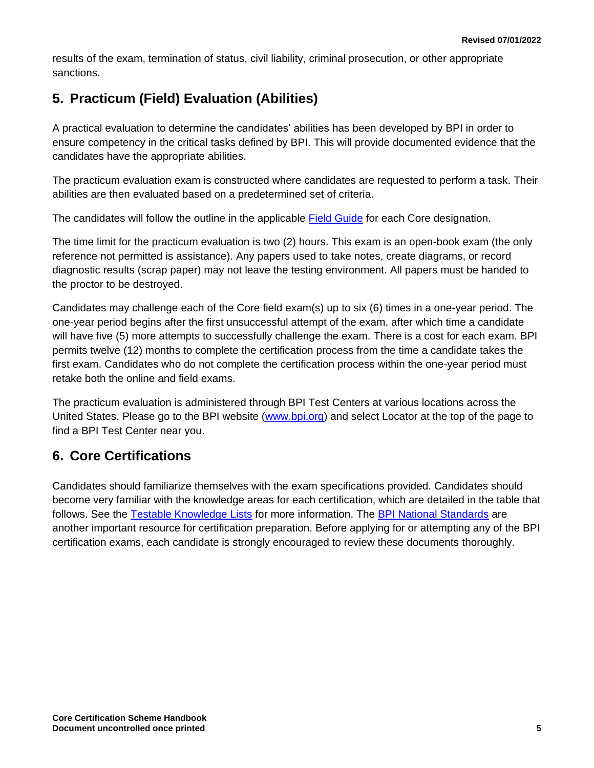results of the exam, termination of status, civil liability, criminal prosecution, or other appropriate sanctions.

## 5. Practicum (Field) Evaluation (Abilities)

A practical evaluation to determine the candidates' abilities has been developed by BPI in order to ensure competency in the critical tasks defined by BPI. This will provide documented evidence that the candidates have the appropriate abilities.

The practicum evaluation exam is constructed where candidates are requested to perform a task. Their abilities are then evaluated based on a predetermined set of criteria.

The candidates will follow the outline in the applicable [Field Guide] for each Core designation.

The time limit for the practicum evaluation is two (2) hours. This exam is an open-book exam (the only reference not permitted is assistance). Any papers used to take notes, create diagrams, or record diagnostic results (scrap paper) may not leave the testing environment. All papers must be handed to the proctor to be destroyed.

Candidates may challenge each of the Core field exam(s) up to six (6) times in a one-year period. The one-year period begins after the first unsuccessful attempt of the exam, after which time a candidate will have five (5) more attempts to successfully challenge the exam. There is a cost for each exam. BPI permits twelve (12) months to complete the certification process from the time a candidate takes the first exam. Candidates who do not complete the certification process within the one-year period must retake both the online and field exams.

The practicum evaluation is administered through BPI Test Centers at various locations across the United States. Please go to the BPI website (www.bpi.org) and select Locator at the top of the page to find a BPI Test Center near you.

## 6. Core Certifications

Candidates should familiarize themselves with the exam specifications provided. Candidates should become very familiar with the knowledge areas for each certification, which are detailed in the table that follows. See the Testable Knowledge Lists for more information. The BPI National Standards are another important resource for certification preparation. Before applying for or attempting any of the BPI certification exams, each candidate is strongly encouraged to review these documents thoroughly.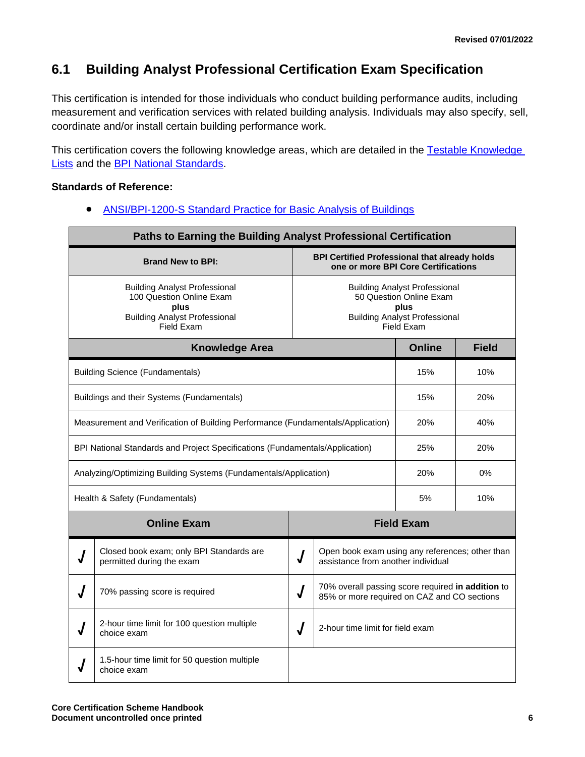## 6.1 Building Analyst Professional Certification Exam Specification

This certification is intended for those individuals who conduct building performance audits, including measurement and verification services with related building analysis. Individuals may also specify, sell, coordinate and/or install certain building performance work.

This certification covers the following knowledge areas, which are detailed in the Testable Knowledge Lists and the BPI National Standards.

**Standards of Reference:**

- ANSI/BPI-1200-S Standard Practice for Basic Analysis of Buildings

| Paths to Earning the Building Analyst Professional Certification | |
|---|---|
| **Brand New to BPI:** | **BPI Certified Professional that already holds one or more BPI Core Certifications** |
| Building Analyst Professional 100 Question Online Exam **plus** Building Analyst Professional Field Exam | Building Analyst Professional 50 Question Online Exam **plus** Building Analyst Professional Field Exam |

| Knowledge Area | Online | Field |
|---|---|---|
| Building Science (Fundamentals) | 15% | 10% |
| Buildings and their Systems (Fundamentals) | 15% | 20% |
| Measurement and Verification of Building Performance (Fundamentals/Application) | 20% | 40% |
| BPI National Standards and Project Specifications (Fundamentals/Application) | 25% | 20% |
| Analyzing/Optimizing Building Systems (Fundamentals/Application) | 20% | 0% |
| Health & Safety (Fundamentals) | 5% | 10% |

| | Online Exam | | Field Exam |
|---|---|---|---|
| √ | Closed book exam; only BPI Standards are permitted during the exam | √ | Open book exam using any references; other than assistance from another individual |
| √ | 70% passing score is required | √ | 70% overall passing score required **in addition** to 85% or more required on CAZ and CO sections |
| √ | 2-hour time limit for 100 question multiple choice exam | √ | 2-hour time limit for field exam |
| √ | 1.5-hour time limit for 50 question multiple choice exam | | |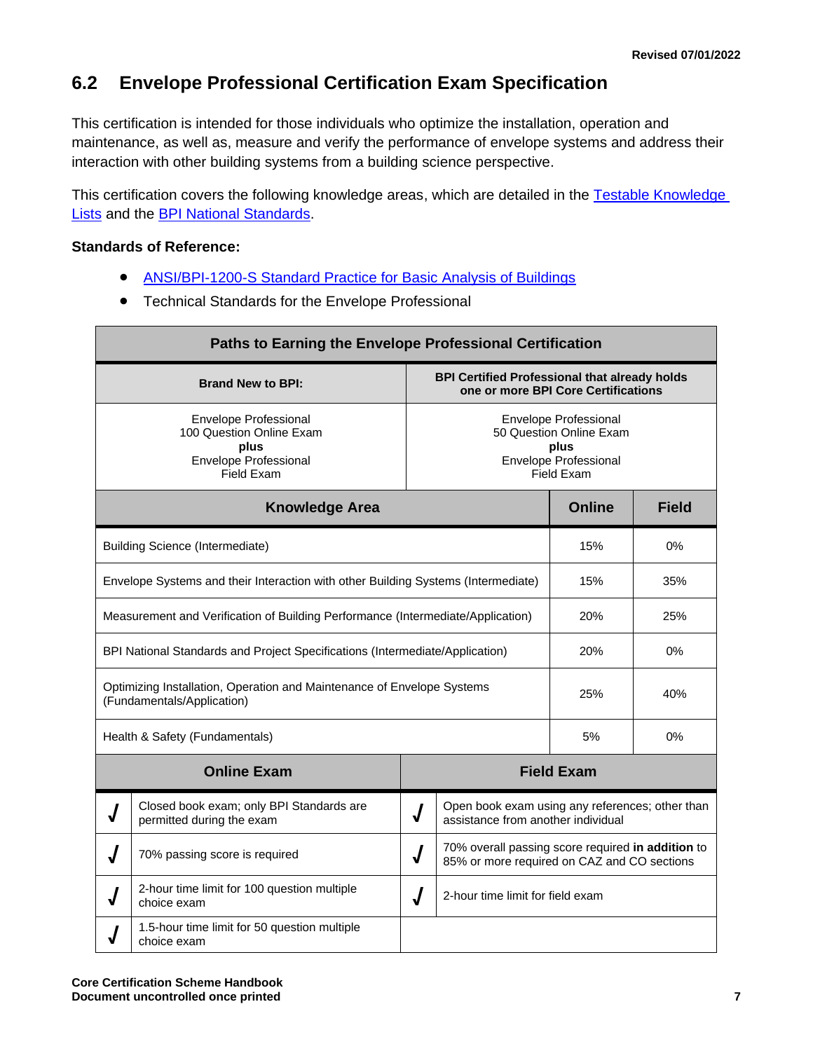## 6.2 Envelope Professional Certification Exam Specification

This certification is intended for those individuals who optimize the installation, operation and maintenance, as well as, measure and verify the performance of envelope systems and address their interaction with other building systems from a building science perspective.

This certification covers the following knowledge areas, which are detailed in the Testable Knowledge Lists and the BPI National Standards.

**Standards of Reference:**

- ANSI/BPI-1200-S Standard Practice for Basic Analysis of Buildings
- Technical Standards for the Envelope Professional

| Paths to Earning the Envelope Professional Certification | |
|---|---|
| **Brand New to BPI:** | **BPI Certified Professional that already holds one or more BPI Core Certifications** |
| Envelope Professional<br>100 Question Online Exam<br>**plus**<br>Envelope Professional<br>Field Exam | Envelope Professional<br>50 Question Online Exam<br>**plus**<br>Envelope Professional<br>Field Exam |

| Knowledge Area | Online | Field |
|---|---|---|
| Building Science (Intermediate) | 15% | 0% |
| Envelope Systems and their Interaction with other Building Systems (Intermediate) | 15% | 35% |
| Measurement and Verification of Building Performance (Intermediate/Application) | 20% | 25% |
| BPI National Standards and Project Specifications (Intermediate/Application) | 20% | 0% |
| Optimizing Installation, Operation and Maintenance of Envelope Systems (Fundamentals/Application) | 25% | 40% |
| Health & Safety (Fundamentals) | 5% | 0% |

| Online Exam | | Field Exam | |
|---|---|---|---|
| √ | Closed book exam; only BPI Standards are permitted during the exam | √ | Open book exam using any references; other than assistance from another individual |
| √ | 70% passing score is required | √ | 70% overall passing score required **in addition** to 85% or more required on CAZ and CO sections |
| √ | 2-hour time limit for 100 question multiple choice exam | √ | 2-hour time limit for field exam |
| √ | 1.5-hour time limit for 50 question multiple choice exam | | |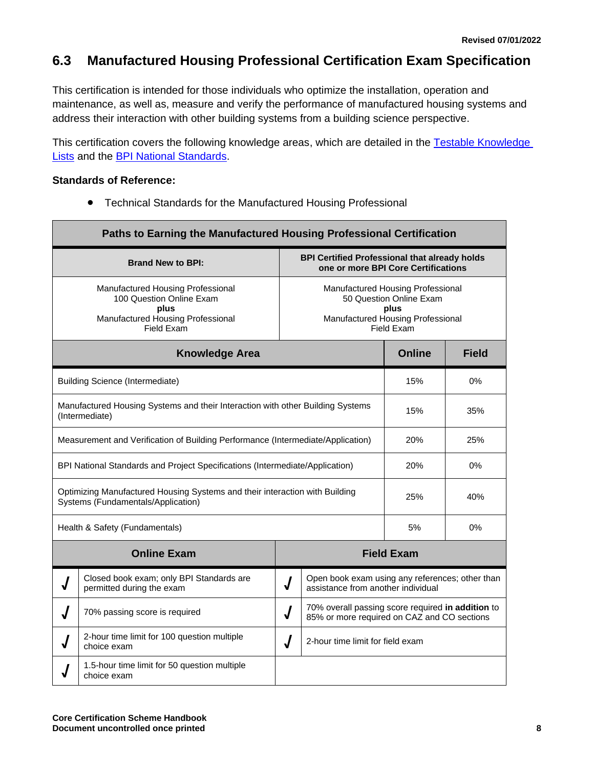## 6.3 Manufactured Housing Professional Certification Exam Specification

This certification is intended for those individuals who optimize the installation, operation and maintenance, as well as, measure and verify the performance of manufactured housing systems and address their interaction with other building systems from a building science perspective.

This certification covers the following knowledge areas, which are detailed in the [Testable Knowledge Lists]() and the [BPI National Standards]().

**Standards of Reference:**

- Technical Standards for the Manufactured Housing Professional

| Paths to Earning the Manufactured Housing Professional Certification | |
|---|---|
| **Brand New to BPI:** | **BPI Certified Professional that already holds one or more BPI Core Certifications** |
| Manufactured Housing Professional 100 Question Online Exam **plus** Manufactured Housing Professional Field Exam | Manufactured Housing Professional 50 Question Online Exam **plus** Manufactured Housing Professional Field Exam |

| Knowledge Area | Online | Field |
|---|---|---|
| Building Science (Intermediate) | 15% | 0% |
| Manufactured Housing Systems and their Interaction with other Building Systems (Intermediate) | 15% | 35% |
| Measurement and Verification of Building Performance (Intermediate/Application) | 20% | 25% |
| BPI National Standards and Project Specifications (Intermediate/Application) | 20% | 0% |
| Optimizing Manufactured Housing Systems and their interaction with Building Systems (Fundamentals/Application) | 25% | 40% |
| Health & Safety (Fundamentals) | 5% | 0% |

| Online Exam | | Field Exam | |
|---|---|---|---|
| √ | Closed book exam; only BPI Standards are permitted during the exam | √ | Open book exam using any references; other than assistance from another individual |
| √ | 70% passing score is required | √ | 70% overall passing score required **in addition** to 85% or more required on CAZ and CO sections |
| √ | 2-hour time limit for 100 question multiple choice exam | √ | 2-hour time limit for field exam |
| √ | 1.5-hour time limit for 50 question multiple choice exam | | |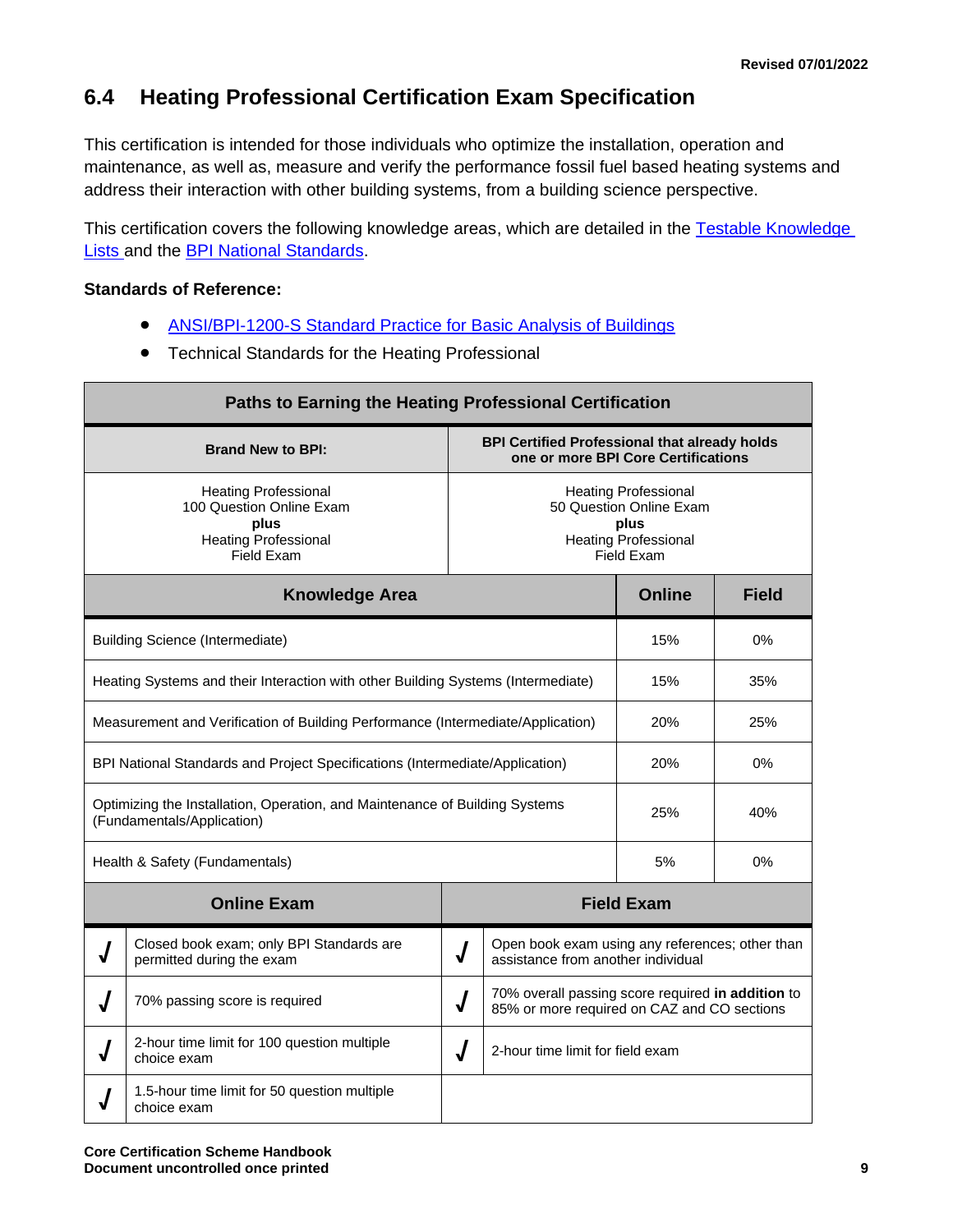## 6.4 Heating Professional Certification Exam Specification

This certification is intended for those individuals who optimize the installation, operation and maintenance, as well as, measure and verify the performance fossil fuel based heating systems and address their interaction with other building systems, from a building science perspective.

This certification covers the following knowledge areas, which are detailed in the Testable Knowledge Lists and the BPI National Standards.

**Standards of Reference:**

- ANSI/BPI-1200-S Standard Practice for Basic Analysis of Buildings
- Technical Standards for the Heating Professional

| Paths to Earning the Heating Professional Certification | |
|---|---|
| **Brand New to BPI:** | **BPI Certified Professional that already holds one or more BPI Core Certifications** |
| Heating Professional 100 Question Online Exam **plus** Heating Professional Field Exam | Heating Professional 50 Question Online Exam **plus** Heating Professional Field Exam |

| Knowledge Area | Online | Field |
|---|---|---|
| Building Science (Intermediate) | 15% | 0% |
| Heating Systems and their Interaction with other Building Systems (Intermediate) | 15% | 35% |
| Measurement and Verification of Building Performance (Intermediate/Application) | 20% | 25% |
| BPI National Standards and Project Specifications (Intermediate/Application) | 20% | 0% |
| Optimizing the Installation, Operation, and Maintenance of Building Systems (Fundamentals/Application) | 25% | 40% |
| Health & Safety (Fundamentals) | 5% | 0% |

| | Online Exam | | Field Exam |
|---|---|---|---|
| √ | Closed book exam; only BPI Standards are permitted during the exam | √ | Open book exam using any references; other than assistance from another individual |
| √ | 70% passing score is required | √ | 70% overall passing score required **in addition** to 85% or more required on CAZ and CO sections |
| √ | 2-hour time limit for 100 question multiple choice exam | √ | 2-hour time limit for field exam |
| √ | 1.5-hour time limit for 50 question multiple choice exam | | |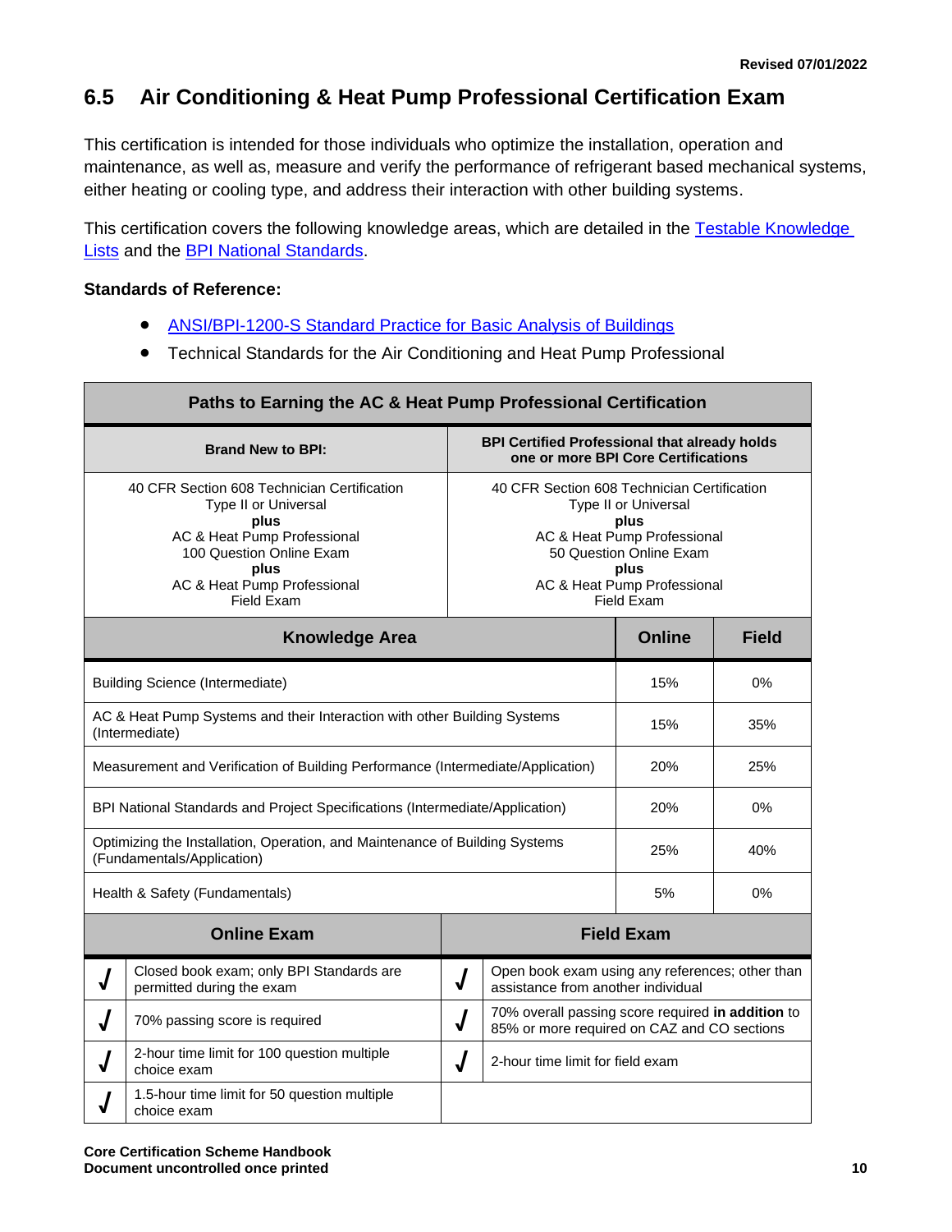## 6.5 Air Conditioning & Heat Pump Professional Certification Exam

This certification is intended for those individuals who optimize the installation, operation and maintenance, as well as, measure and verify the performance of refrigerant based mechanical systems, either heating or cooling type, and address their interaction with other building systems.

This certification covers the following knowledge areas, which are detailed in the Testable Knowledge Lists and the BPI National Standards.

**Standards of Reference:**

- ANSI/BPI-1200-S Standard Practice for Basic Analysis of Buildings
- Technical Standards for the Air Conditioning and Heat Pump Professional

| Paths to Earning the AC & Heat Pump Professional Certification | |
|---|---|
| **Brand New to BPI:** | **BPI Certified Professional that already holds one or more BPI Core Certifications** |
| 40 CFR Section 608 Technician Certification Type II or Universal **plus** AC & Heat Pump Professional 100 Question Online Exam **plus** AC & Heat Pump Professional Field Exam | 40 CFR Section 608 Technician Certification Type II or Universal **plus** AC & Heat Pump Professional 50 Question Online Exam **plus** AC & Heat Pump Professional Field Exam |

| Knowledge Area | Online | Field |
|---|---|---|
| Building Science (Intermediate) | 15% | 0% |
| AC & Heat Pump Systems and their Interaction with other Building Systems (Intermediate) | 15% | 35% |
| Measurement and Verification of Building Performance (Intermediate/Application) | 20% | 25% |
| BPI National Standards and Project Specifications (Intermediate/Application) | 20% | 0% |
| Optimizing the Installation, Operation, and Maintenance of Building Systems (Fundamentals/Application) | 25% | 40% |
| Health & Safety (Fundamentals) | 5% | 0% |

| Online Exam | | Field Exam | |
|---|---|---|---|
| √ | Closed book exam; only BPI Standards are permitted during the exam | √ | Open book exam using any references; other than assistance from another individual |
| √ | 70% passing score is required | √ | 70% overall passing score required **in addition** to 85% or more required on CAZ and CO sections |
| √ | 2-hour time limit for 100 question multiple choice exam | √ | 2-hour time limit for field exam |
| √ | 1.5-hour time limit for 50 question multiple choice exam | | |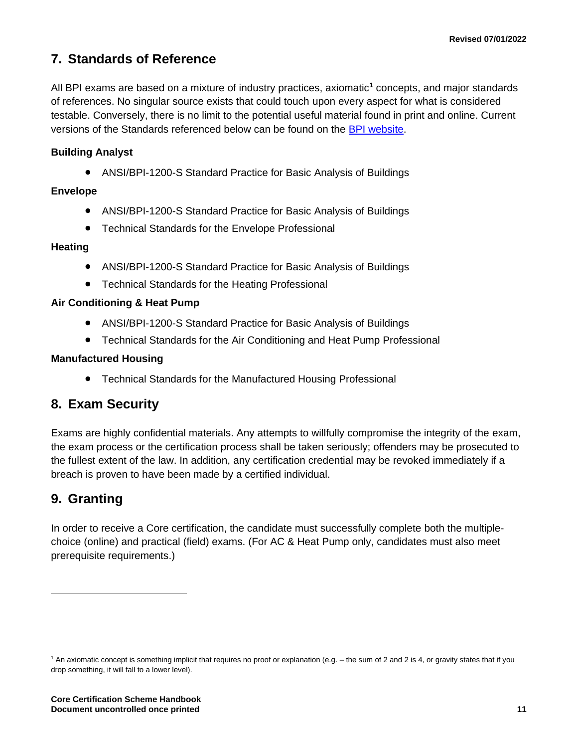## 7. Standards of Reference

All BPI exams are based on a mixture of industry practices, axiomatic[1] concepts, and major standards of references. No singular source exists that could touch upon every aspect for what is considered testable. Conversely, there is no limit to the potential useful material found in print and online. Current versions of the Standards referenced below can be found on the [BPI website](BPI website).

**Building Analyst**

- ANSI/BPI-1200-S Standard Practice for Basic Analysis of Buildings

**Envelope**

- ANSI/BPI-1200-S Standard Practice for Basic Analysis of Buildings
- Technical Standards for the Envelope Professional

**Heating**

- ANSI/BPI-1200-S Standard Practice for Basic Analysis of Buildings
- Technical Standards for the Heating Professional

**Air Conditioning & Heat Pump**

- ANSI/BPI-1200-S Standard Practice for Basic Analysis of Buildings
- Technical Standards for the Air Conditioning and Heat Pump Professional

**Manufactured Housing**

- Technical Standards for the Manufactured Housing Professional

## 8. Exam Security

Exams are highly confidential materials. Any attempts to willfully compromise the integrity of the exam, the exam process or the certification process shall be taken seriously; offenders may be prosecuted to the fullest extent of the law. In addition, any certification credential may be revoked immediately if a breach is proven to have been made by a certified individual.

## 9. Granting

In order to receive a Core certification, the candidate must successfully complete both the multiple-choice (online) and practical (field) exams. (For AC & Heat Pump only, candidates must also meet prerequisite requirements.)

---

[1] An axiomatic concept is something implicit that requires no proof or explanation (e.g. – the sum of 2 and 2 is 4, or gravity states that if you drop something, it will fall to a lower level).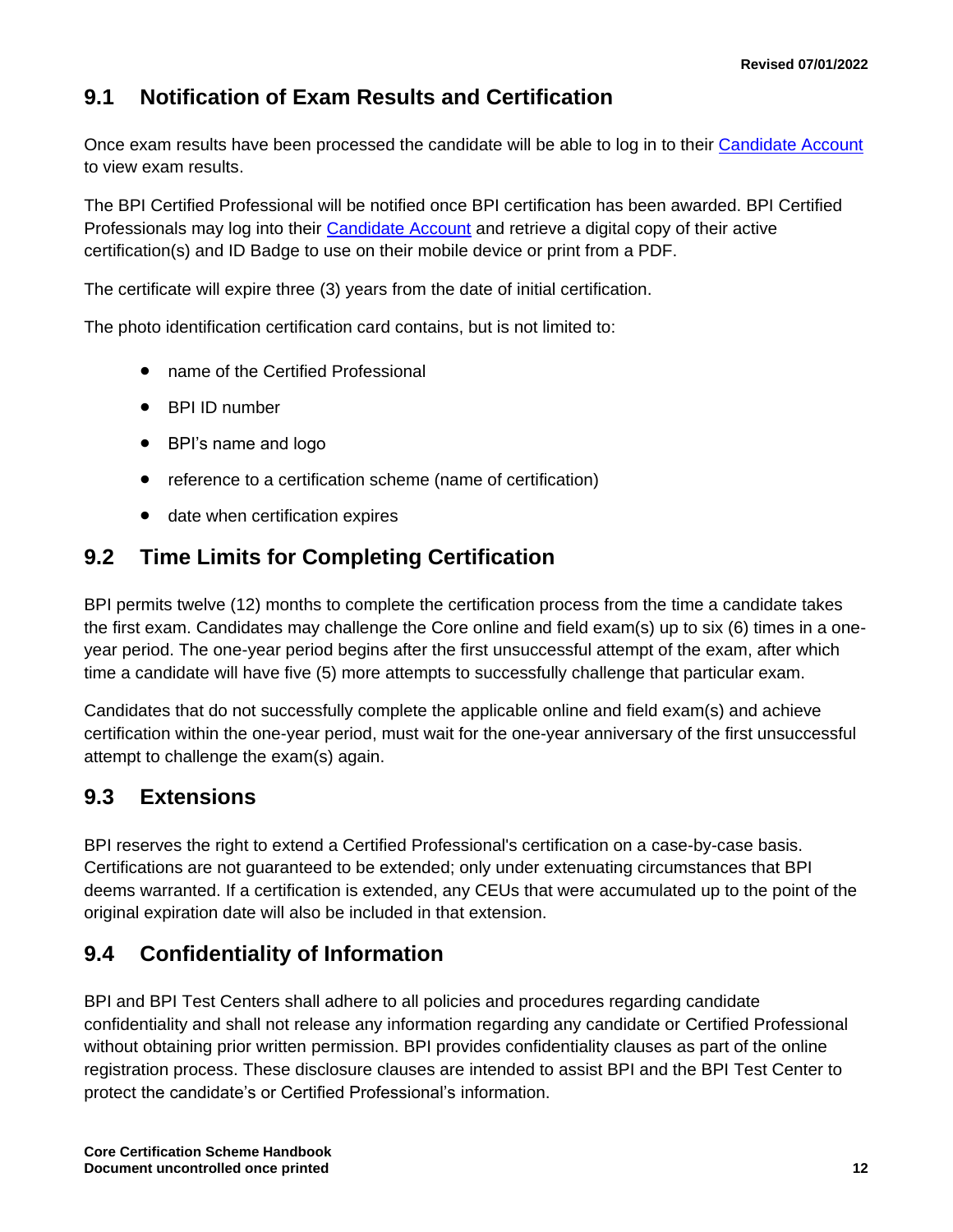## 9.1 Notification of Exam Results and Certification

Once exam results have been processed the candidate will be able to log in to their [Candidate Account] to view exam results.

The BPI Certified Professional will be notified once BPI certification has been awarded. BPI Certified Professionals may log into their [Candidate Account] and retrieve a digital copy of their active certification(s) and ID Badge to use on their mobile device or print from a PDF.

The certificate will expire three (3) years from the date of initial certification.

The photo identification certification card contains, but is not limited to:

- name of the Certified Professional
- BPI ID number
- BPI's name and logo
- reference to a certification scheme (name of certification)
- date when certification expires

## 9.2 Time Limits for Completing Certification

BPI permits twelve (12) months to complete the certification process from the time a candidate takes the first exam. Candidates may challenge the Core online and field exam(s) up to six (6) times in a one-year period. The one-year period begins after the first unsuccessful attempt of the exam, after which time a candidate will have five (5) more attempts to successfully challenge that particular exam.

Candidates that do not successfully complete the applicable online and field exam(s) and achieve certification within the one-year period, must wait for the one-year anniversary of the first unsuccessful attempt to challenge the exam(s) again.

## 9.3 Extensions

BPI reserves the right to extend a Certified Professional's certification on a case-by-case basis. Certifications are not guaranteed to be extended; only under extenuating circumstances that BPI deems warranted. If a certification is extended, any CEUs that were accumulated up to the point of the original expiration date will also be included in that extension.

## 9.4 Confidentiality of Information

BPI and BPI Test Centers shall adhere to all policies and procedures regarding candidate confidentiality and shall not release any information regarding any candidate or Certified Professional without obtaining prior written permission. BPI provides confidentiality clauses as part of the online registration process. These disclosure clauses are intended to assist BPI and the BPI Test Center to protect the candidate's or Certified Professional's information.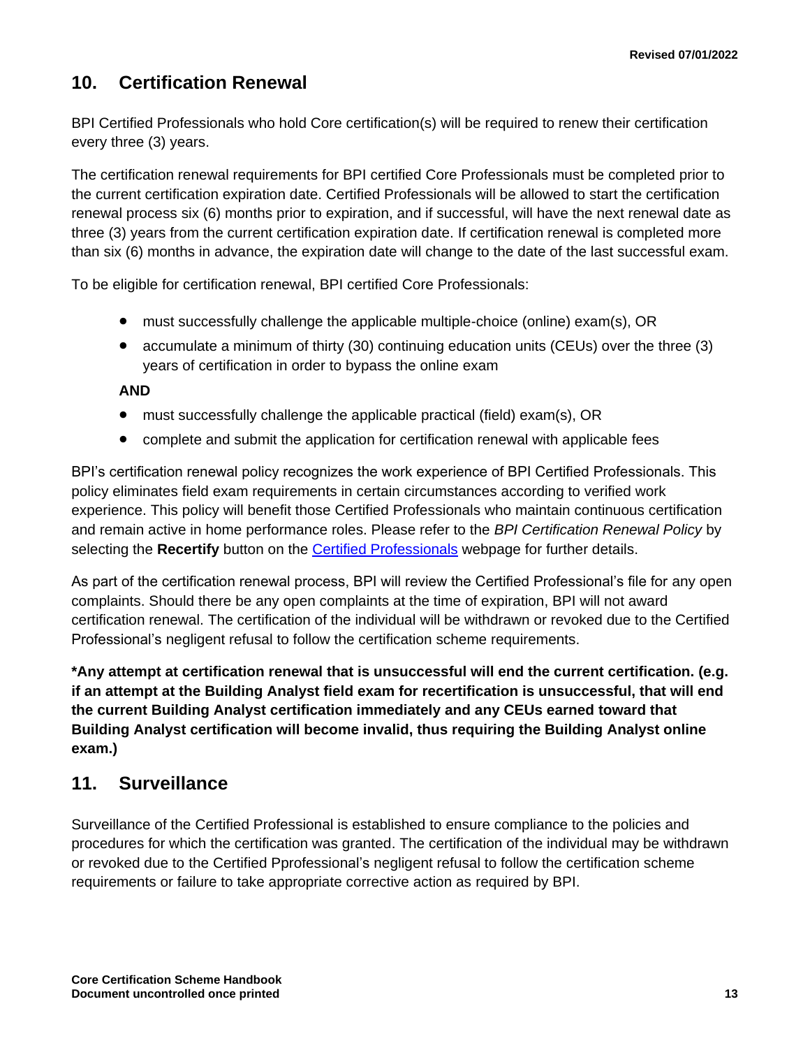## 10. Certification Renewal

BPI Certified Professionals who hold Core certification(s) will be required to renew their certification every three (3) years.

The certification renewal requirements for BPI certified Core Professionals must be completed prior to the current certification expiration date. Certified Professionals will be allowed to start the certification renewal process six (6) months prior to expiration, and if successful, will have the next renewal date as three (3) years from the current certification expiration date. If certification renewal is completed more than six (6) months in advance, the expiration date will change to the date of the last successful exam.

To be eligible for certification renewal, BPI certified Core Professionals:

- must successfully challenge the applicable multiple-choice (online) exam(s), OR
- accumulate a minimum of thirty (30) continuing education units (CEUs) over the three (3) years of certification in order to bypass the online exam

**AND**

- must successfully challenge the applicable practical (field) exam(s), OR
- complete and submit the application for certification renewal with applicable fees

BPI's certification renewal policy recognizes the work experience of BPI Certified Professionals. This policy eliminates field exam requirements in certain circumstances according to verified work experience. This policy will benefit those Certified Professionals who maintain continuous certification and remain active in home performance roles. Please refer to the *BPI Certification Renewal Policy* by selecting the **Recertify** button on the Certified Professionals webpage for further details.

As part of the certification renewal process, BPI will review the Certified Professional's file for any open complaints. Should there be any open complaints at the time of expiration, BPI will not award certification renewal. The certification of the individual will be withdrawn or revoked due to the Certified Professional's negligent refusal to follow the certification scheme requirements.

***Any attempt at certification renewal that is unsuccessful will end the current certification. (e.g. if an attempt at the Building Analyst field exam for recertification is unsuccessful, that will end the current Building Analyst certification immediately and any CEUs earned toward that Building Analyst certification will become invalid, thus requiring the Building Analyst online exam.)**

## 11. Surveillance

Surveillance of the Certified Professional is established to ensure compliance to the policies and procedures for which the certification was granted. The certification of the individual may be withdrawn or revoked due to the Certified Pprofessional's negligent refusal to follow the certification scheme requirements or failure to take appropriate corrective action as required by BPI.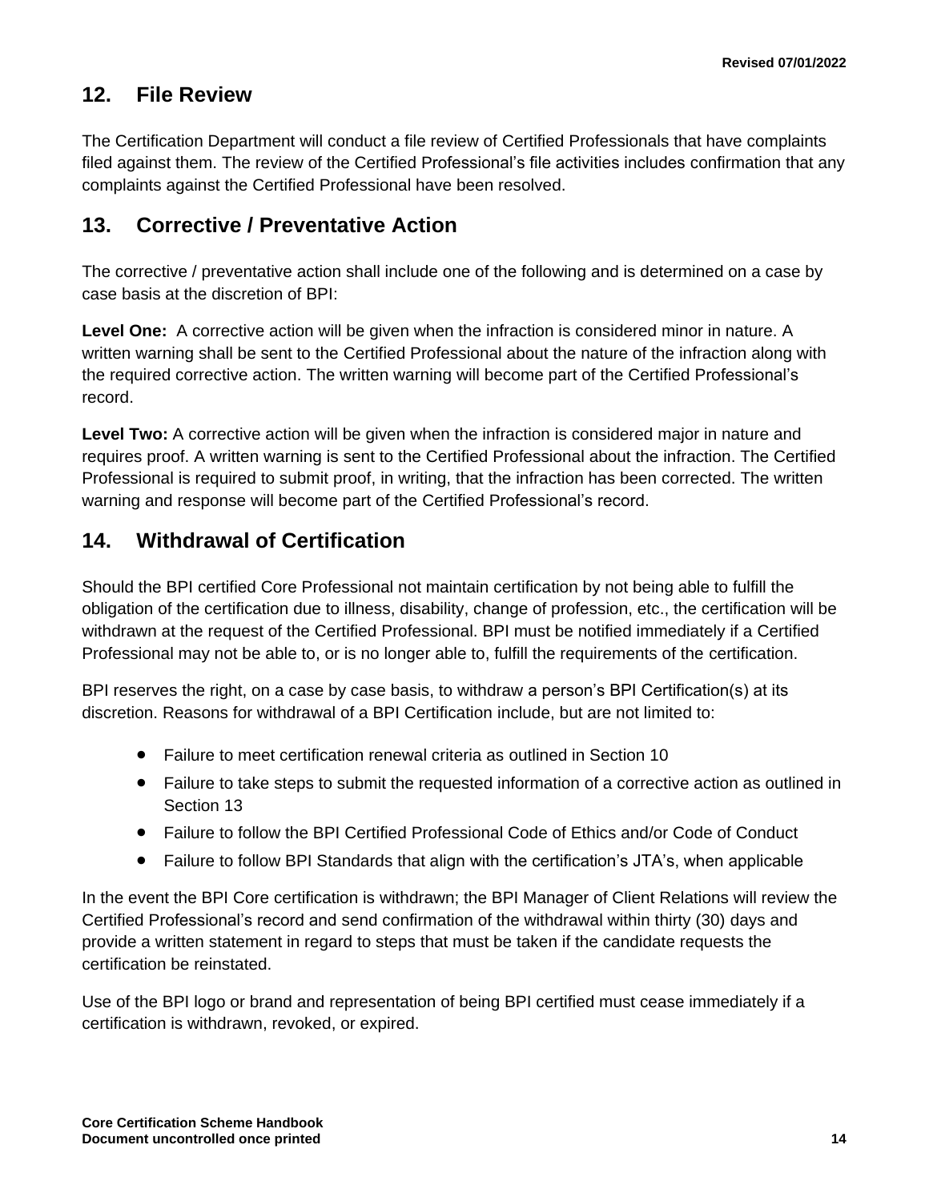## 12. File Review

The Certification Department will conduct a file review of Certified Professionals that have complaints filed against them. The review of the Certified Professional's file activities includes confirmation that any complaints against the Certified Professional have been resolved.

## 13. Corrective / Preventative Action

The corrective / preventative action shall include one of the following and is determined on a case by case basis at the discretion of BPI:

**Level One:** A corrective action will be given when the infraction is considered minor in nature. A written warning shall be sent to the Certified Professional about the nature of the infraction along with the required corrective action. The written warning will become part of the Certified Professional's record.

**Level Two:** A corrective action will be given when the infraction is considered major in nature and requires proof. A written warning is sent to the Certified Professional about the infraction. The Certified Professional is required to submit proof, in writing, that the infraction has been corrected. The written warning and response will become part of the Certified Professional's record.

## 14. Withdrawal of Certification

Should the BPI certified Core Professional not maintain certification by not being able to fulfill the obligation of the certification due to illness, disability, change of profession, etc., the certification will be withdrawn at the request of the Certified Professional. BPI must be notified immediately if a Certified Professional may not be able to, or is no longer able to, fulfill the requirements of the certification.

BPI reserves the right, on a case by case basis, to withdraw a person's BPI Certification(s) at its discretion. Reasons for withdrawal of a BPI Certification include, but are not limited to:

- Failure to meet certification renewal criteria as outlined in Section 10
- Failure to take steps to submit the requested information of a corrective action as outlined in Section 13
- Failure to follow the BPI Certified Professional Code of Ethics and/or Code of Conduct
- Failure to follow BPI Standards that align with the certification's JTA's, when applicable

In the event the BPI Core certification is withdrawn; the BPI Manager of Client Relations will review the Certified Professional's record and send confirmation of the withdrawal within thirty (30) days and provide a written statement in regard to steps that must be taken if the candidate requests the certification be reinstated.

Use of the BPI logo or brand and representation of being BPI certified must cease immediately if a certification is withdrawn, revoked, or expired.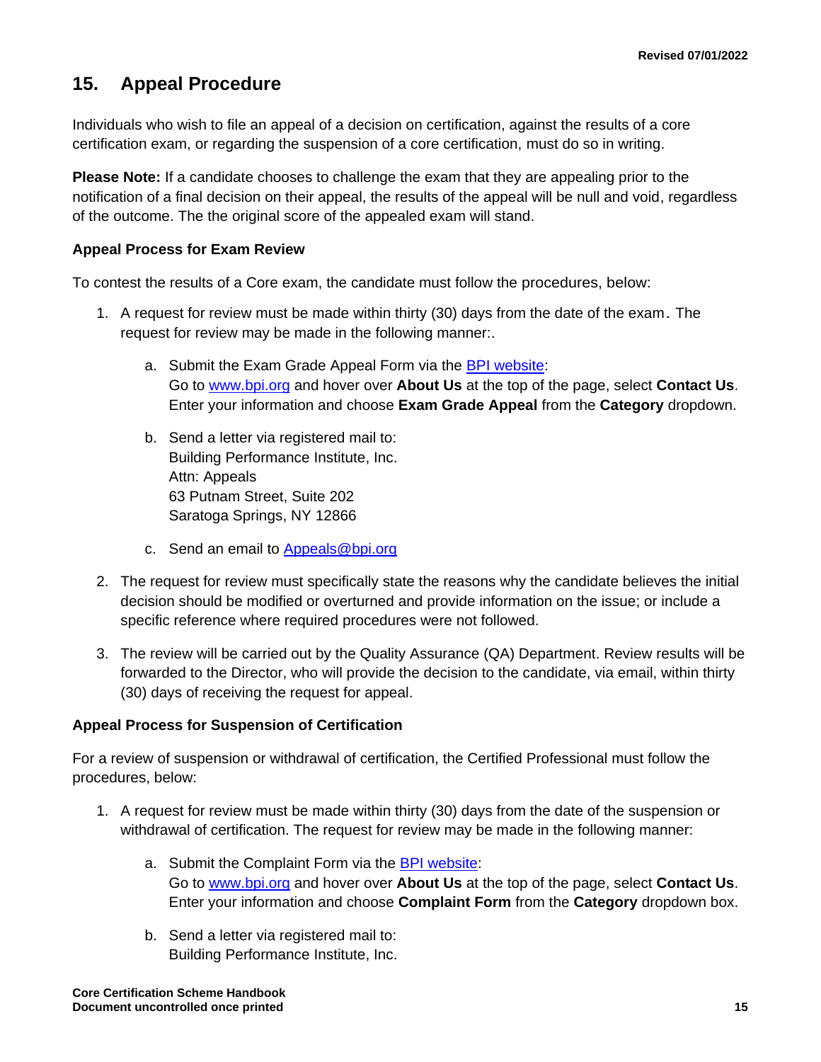## 15. Appeal Procedure

Individuals who wish to file an appeal of a decision on certification, against the results of a core certification exam, or regarding the suspension of a core certification, must do so in writing.

**Please Note:** If a candidate chooses to challenge the exam that they are appealing prior to the notification of a final decision on their appeal, the results of the appeal will be null and void, regardless of the outcome. The the original score of the appealed exam will stand.

### Appeal Process for Exam Review

To contest the results of a Core exam, the candidate must follow the procedures, below:

1. A request for review must be made within thirty (30) days from the date of the exam. The request for review may be made in the following manner:.

    a. Submit the Exam Grade Appeal Form via the BPI website:
    Go to www.bpi.org and hover over **About Us** at the top of the page, select **Contact Us**. Enter your information and choose **Exam Grade Appeal** from the **Category** dropdown.

    b. Send a letter via registered mail to:
    Building Performance Institute, Inc.
    Attn: Appeals
    63 Putnam Street, Suite 202
    Saratoga Springs, NY 12866

    c. Send an email to Appeals@bpi.org

2. The request for review must specifically state the reasons why the candidate believes the initial decision should be modified or overturned and provide information on the issue; or include a specific reference where required procedures were not followed.

3. The review will be carried out by the Quality Assurance (QA) Department. Review results will be forwarded to the Director, who will provide the decision to the candidate, via email, within thirty (30) days of receiving the request for appeal.

### Appeal Process for Suspension of Certification

For a review of suspension or withdrawal of certification, the Certified Professional must follow the procedures, below:

1. A request for review must be made within thirty (30) days from the date of the suspension or withdrawal of certification. The request for review may be made in the following manner:

    a. Submit the Complaint Form via the BPI website:
    Go to www.bpi.org and hover over **About Us** at the top of the page, select **Contact Us**. Enter your information and choose **Complaint Form** from the **Category** dropdown box.

    b. Send a letter via registered mail to:
    Building Performance Institute, Inc.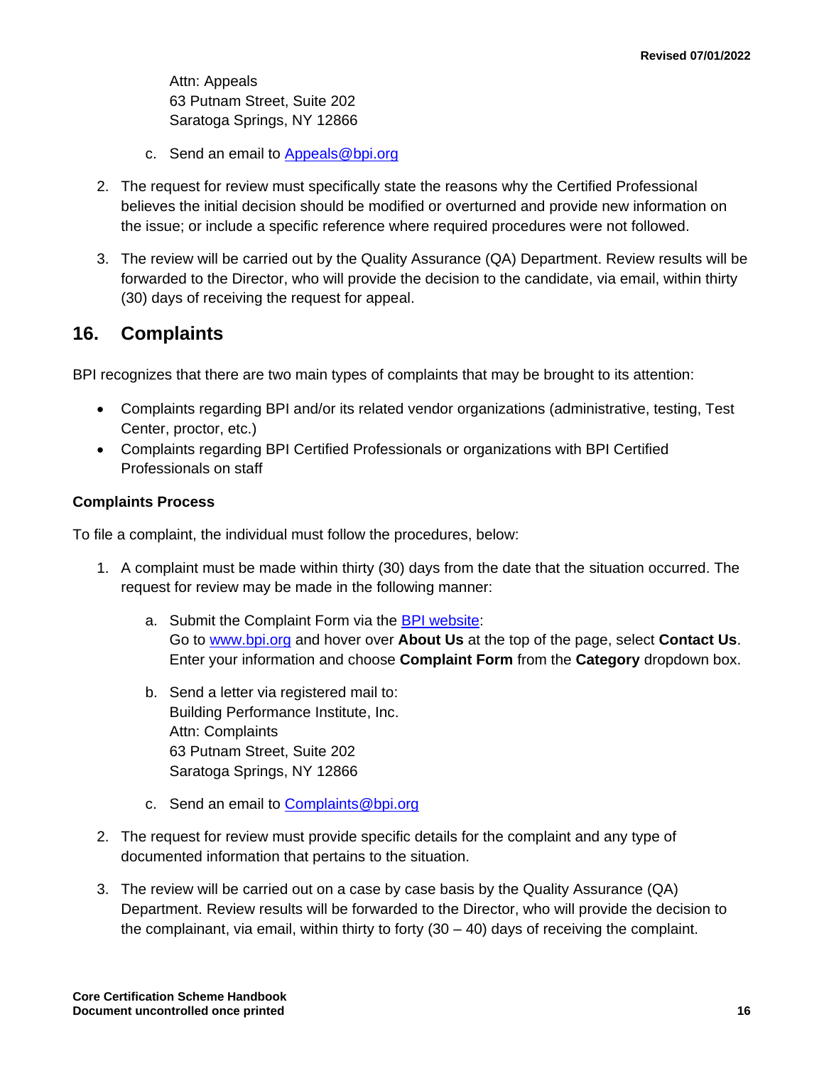Attn: Appeals
63 Putnam Street, Suite 202
Saratoga Springs, NY 12866

   c. Send an email to [Appeals@bpi.org](mailto:Appeals@bpi.org)

2. The request for review must specifically state the reasons why the Certified Professional believes the initial decision should be modified or overturned and provide new information on the issue; or include a specific reference where required procedures were not followed.

3. The review will be carried out by the Quality Assurance (QA) Department. Review results will be forwarded to the Director, who will provide the decision to the candidate, via email, within thirty (30) days of receiving the request for appeal.

## 16. Complaints

BPI recognizes that there are two main types of complaints that may be brought to its attention:

- Complaints regarding BPI and/or its related vendor organizations (administrative, testing, Test Center, proctor, etc.)
- Complaints regarding BPI Certified Professionals or organizations with BPI Certified Professionals on staff

### Complaints Process

To file a complaint, the individual must follow the procedures, below:

1. A complaint must be made within thirty (30) days from the date that the situation occurred. The request for review may be made in the following manner:

   a. Submit the Complaint Form via the [BPI website](http://www.bpi.org):
   Go to [www.bpi.org](http://www.bpi.org) and hover over **About Us** at the top of the page, select **Contact Us**. Enter your information and choose **Complaint Form** from the **Category** dropdown box.

   b. Send a letter via registered mail to:
   Building Performance Institute, Inc.
   Attn: Complaints
   63 Putnam Street, Suite 202
   Saratoga Springs, NY 12866

   c. Send an email to [Complaints@bpi.org](mailto:Complaints@bpi.org)

2. The request for review must provide specific details for the complaint and any type of documented information that pertains to the situation.

3. The review will be carried out on a case by case basis by the Quality Assurance (QA) Department. Review results will be forwarded to the Director, who will provide the decision to the complainant, via email, within thirty to forty (30 – 40) days of receiving the complaint.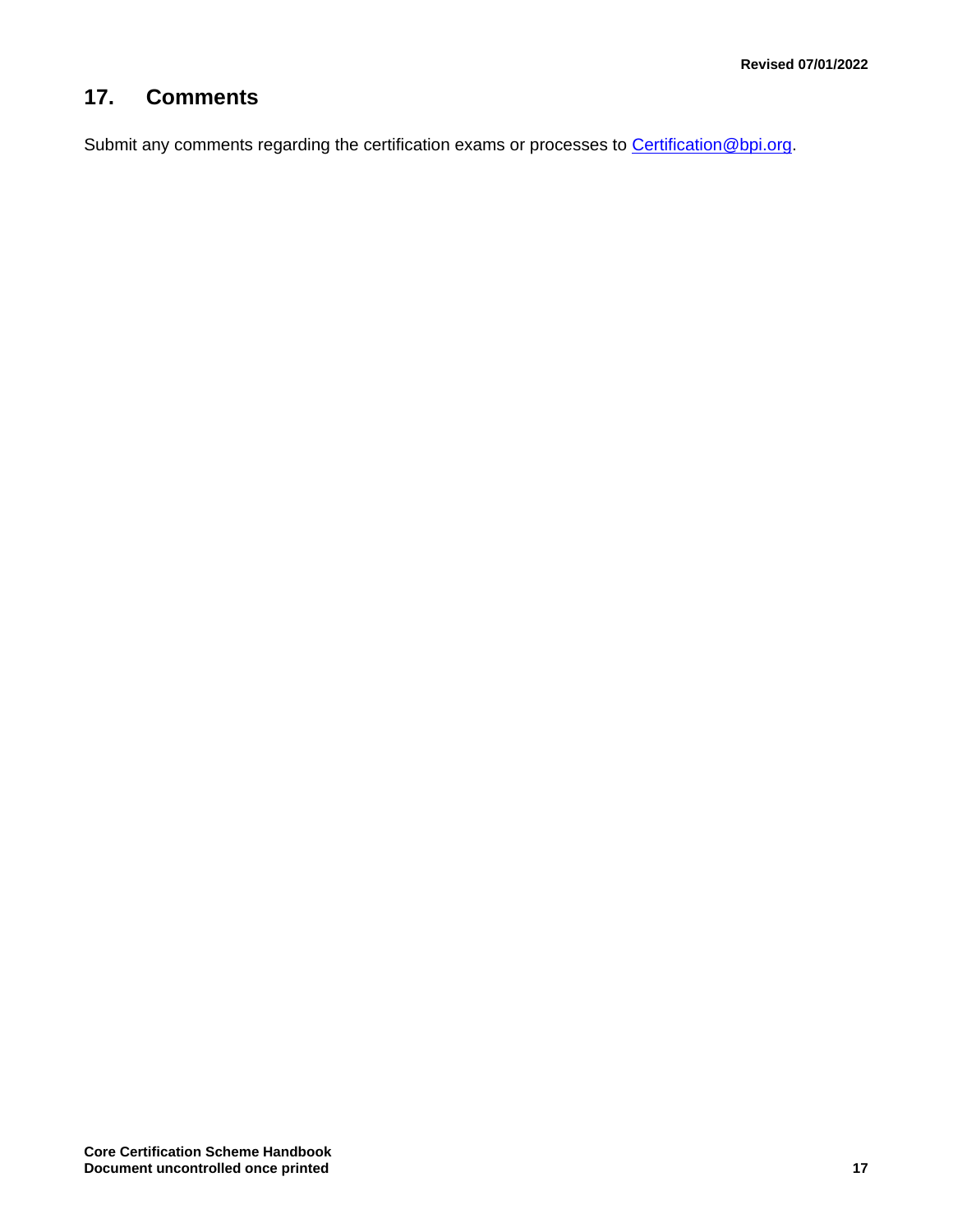## 17. Comments

Submit any comments regarding the certification exams or processes to [Certification@bpi.org](mailto:Certification@bpi.org).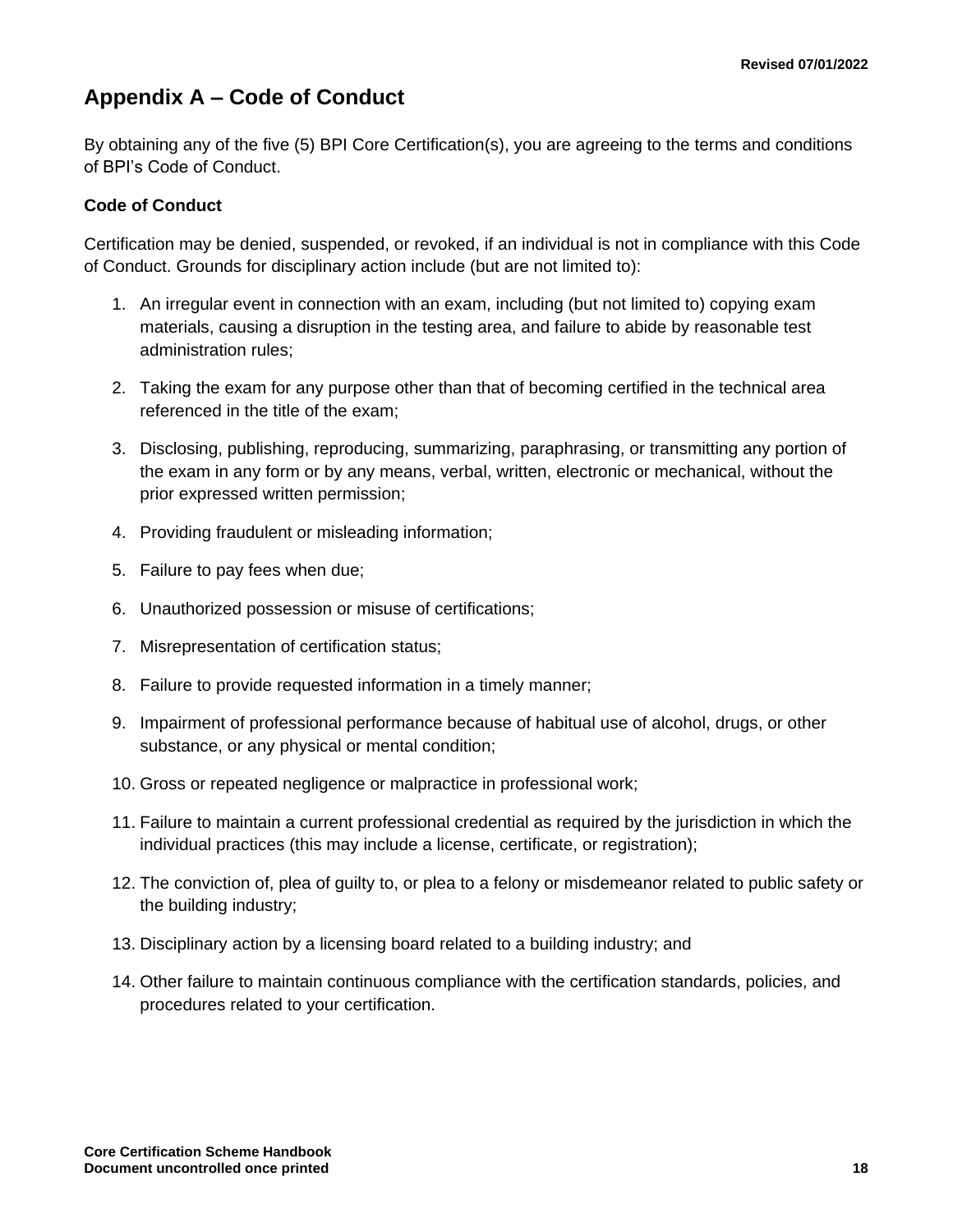# Appendix A – Code of Conduct

By obtaining any of the five (5) BPI Core Certification(s), you are agreeing to the terms and conditions of BPI's Code of Conduct.

**Code of Conduct**

Certification may be denied, suspended, or revoked, if an individual is not in compliance with this Code of Conduct. Grounds for disciplinary action include (but are not limited to):

1. An irregular event in connection with an exam, including (but not limited to) copying exam materials, causing a disruption in the testing area, and failure to abide by reasonable test administration rules;
2. Taking the exam for any purpose other than that of becoming certified in the technical area referenced in the title of the exam;
3. Disclosing, publishing, reproducing, summarizing, paraphrasing, or transmitting any portion of the exam in any form or by any means, verbal, written, electronic or mechanical, without the prior expressed written permission;
4. Providing fraudulent or misleading information;
5. Failure to pay fees when due;
6. Unauthorized possession or misuse of certifications;
7. Misrepresentation of certification status;
8. Failure to provide requested information in a timely manner;
9. Impairment of professional performance because of habitual use of alcohol, drugs, or other substance, or any physical or mental condition;
10. Gross or repeated negligence or malpractice in professional work;
11. Failure to maintain a current professional credential as required by the jurisdiction in which the individual practices (this may include a license, certificate, or registration);
12. The conviction of, plea of guilty to, or plea to a felony or misdemeanor related to public safety or the building industry;
13. Disciplinary action by a licensing board related to a building industry; and
14. Other failure to maintain continuous compliance with the certification standards, policies, and procedures related to your certification.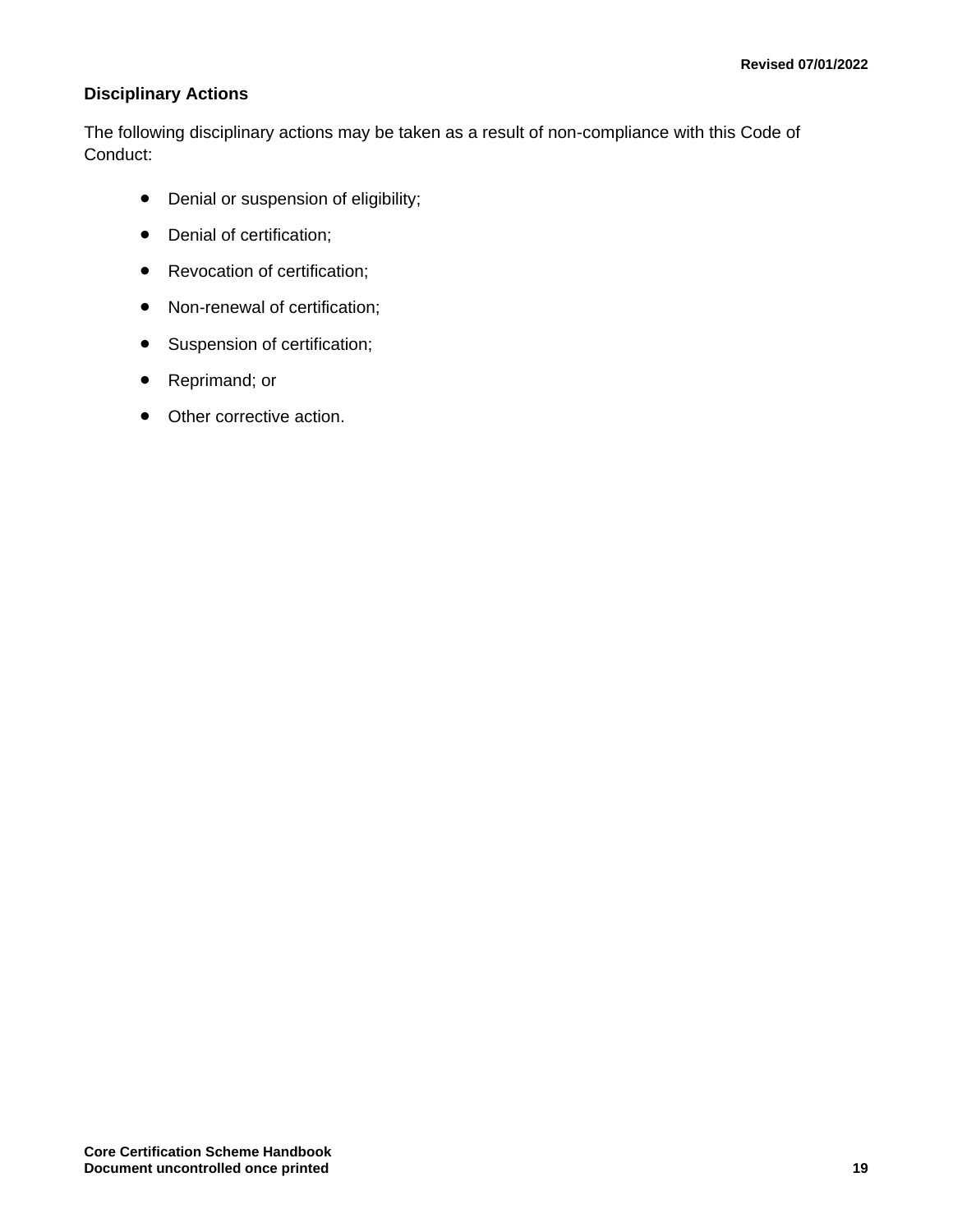**Disciplinary Actions**

The following disciplinary actions may be taken as a result of non-compliance with this Code of Conduct:

- Denial or suspension of eligibility;
- Denial of certification;
- Revocation of certification;
- Non-renewal of certification;
- Suspension of certification;
- Reprimand; or
- Other corrective action.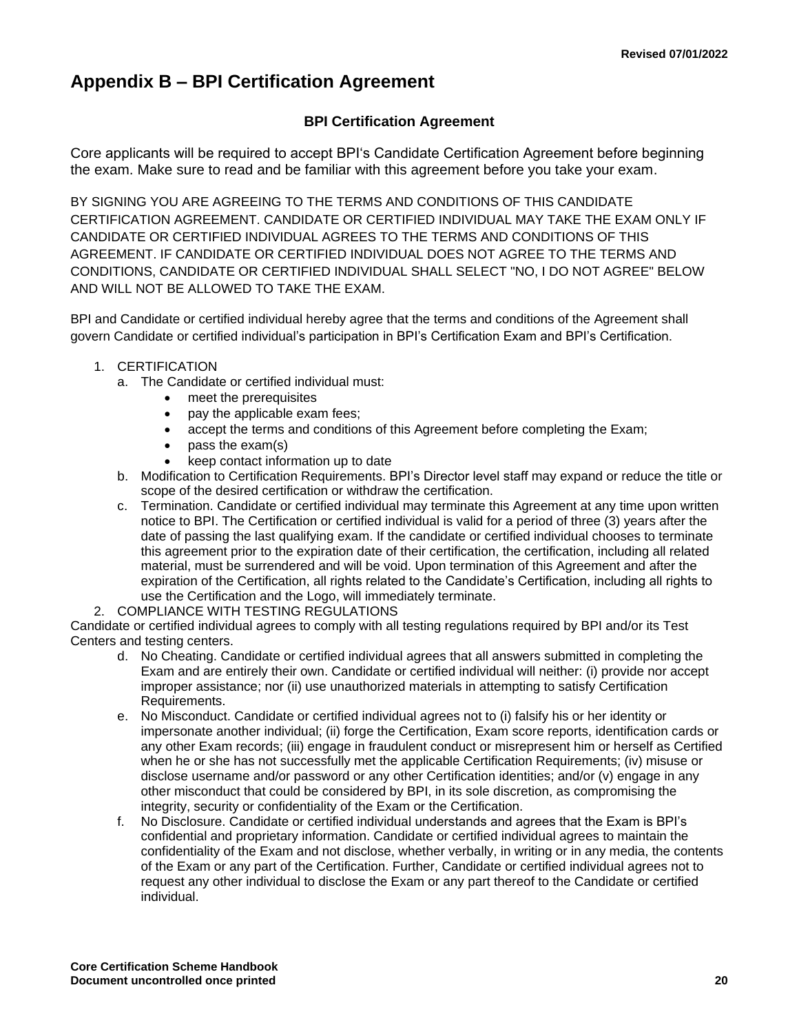## Appendix B – BPI Certification Agreement

### BPI Certification Agreement

Core applicants will be required to accept BPI's Candidate Certification Agreement before beginning the exam. Make sure to read and be familiar with this agreement before you take your exam.

BY SIGNING YOU ARE AGREEING TO THE TERMS AND CONDITIONS OF THIS CANDIDATE CERTIFICATION AGREEMENT. CANDIDATE OR CERTIFIED INDIVIDUAL MAY TAKE THE EXAM ONLY IF CANDIDATE OR CERTIFIED INDIVIDUAL AGREES TO THE TERMS AND CONDITIONS OF THIS AGREEMENT. IF CANDIDATE OR CERTIFIED INDIVIDUAL DOES NOT AGREE TO THE TERMS AND CONDITIONS, CANDIDATE OR CERTIFIED INDIVIDUAL SHALL SELECT "NO, I DO NOT AGREE" BELOW AND WILL NOT BE ALLOWED TO TAKE THE EXAM.

BPI and Candidate or certified individual hereby agree that the terms and conditions of the Agreement shall govern Candidate or certified individual's participation in BPI's Certification Exam and BPI's Certification.

1. CERTIFICATION
   a. The Candidate or certified individual must:
      - meet the prerequisites
      - pay the applicable exam fees;
      - accept the terms and conditions of this Agreement before completing the Exam;
      - pass the exam(s)
      - keep contact information up to date
   b. Modification to Certification Requirements. BPI's Director level staff may expand or reduce the title or scope of the desired certification or withdraw the certification.
   c. Termination. Candidate or certified individual may terminate this Agreement at any time upon written notice to BPI. The Certification or certified individual is valid for a period of three (3) years after the date of passing the last qualifying exam. If the candidate or certified individual chooses to terminate this agreement prior to the expiration date of their certification, the certification, including all related material, must be surrendered and will be void. Upon termination of this Agreement and after the expiration of the Certification, all rights related to the Candidate's Certification, including all rights to use the Certification and the Logo, will immediately terminate.
2. COMPLIANCE WITH TESTING REGULATIONS

Candidate or certified individual agrees to comply with all testing regulations required by BPI and/or its Test Centers and testing centers.

   d. No Cheating. Candidate or certified individual agrees that all answers submitted in completing the Exam and are entirely their own. Candidate or certified individual will neither: (i) provide nor accept improper assistance; nor (ii) use unauthorized materials in attempting to satisfy Certification Requirements.
   e. No Misconduct. Candidate or certified individual agrees not to (i) falsify his or her identity or impersonate another individual; (ii) forge the Certification, Exam score reports, identification cards or any other Exam records; (iii) engage in fraudulent conduct or misrepresent him or herself as Certified when he or she has not successfully met the applicable Certification Requirements; (iv) misuse or disclose username and/or password or any other Certification identities; and/or (v) engage in any other misconduct that could be considered by BPI, in its sole discretion, as compromising the integrity, security or confidentiality of the Exam or the Certification.
   f. No Disclosure. Candidate or certified individual understands and agrees that the Exam is BPI's confidential and proprietary information. Candidate or certified individual agrees to maintain the confidentiality of the Exam and not disclose, whether verbally, in writing or in any media, the contents of the Exam or any part of the Certification. Further, Candidate or certified individual agrees not to request any other individual to disclose the Exam or any part thereof to the Candidate or certified individual.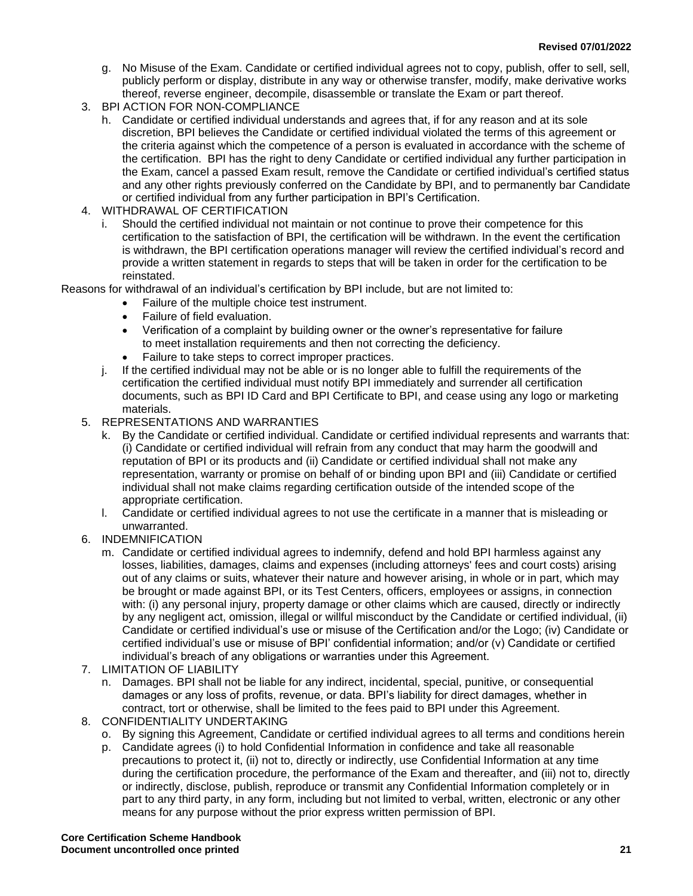g. No Misuse of the Exam. Candidate or certified individual agrees not to copy, publish, offer to sell, sell, publicly perform or display, distribute in any way or otherwise transfer, modify, make derivative works thereof, reverse engineer, decompile, disassemble or translate the Exam or part thereof.

3. BPI ACTION FOR NON-COMPLIANCE

h. Candidate or certified individual understands and agrees that, if for any reason and at its sole discretion, BPI believes the Candidate or certified individual violated the terms of this agreement or the criteria against which the competence of a person is evaluated in accordance with the scheme of the certification. BPI has the right to deny Candidate or certified individual any further participation in the Exam, cancel a passed Exam result, remove the Candidate or certified individual's certified status and any other rights previously conferred on the Candidate by BPI, and to permanently bar Candidate or certified individual from any further participation in BPI's Certification.

4. WITHDRAWAL OF CERTIFICATION

i. Should the certified individual not maintain or not continue to prove their competence for this certification to the satisfaction of BPI, the certification will be withdrawn. In the event the certification is withdrawn, the BPI certification operations manager will review the certified individual's record and provide a written statement in regards to steps that will be taken in order for the certification to be reinstated.

Reasons for withdrawal of an individual's certification by BPI include, but are not limited to:

- Failure of the multiple choice test instrument.
- Failure of field evaluation.
- Verification of a complaint by building owner or the owner's representative for failure to meet installation requirements and then not correcting the deficiency.
- Failure to take steps to correct improper practices.

j. If the certified individual may not be able or is no longer able to fulfill the requirements of the certification the certified individual must notify BPI immediately and surrender all certification documents, such as BPI ID Card and BPI Certificate to BPI, and cease using any logo or marketing materials.

5. REPRESENTATIONS AND WARRANTIES

k. By the Candidate or certified individual. Candidate or certified individual represents and warrants that: (i) Candidate or certified individual will refrain from any conduct that may harm the goodwill and reputation of BPI or its products and (ii) Candidate or certified individual shall not make any representation, warranty or promise on behalf of or binding upon BPI and (iii) Candidate or certified individual shall not make claims regarding certification outside of the intended scope of the appropriate certification.

l. Candidate or certified individual agrees to not use the certificate in a manner that is misleading or unwarranted.

6. INDEMNIFICATION

m. Candidate or certified individual agrees to indemnify, defend and hold BPI harmless against any losses, liabilities, damages, claims and expenses (including attorneys' fees and court costs) arising out of any claims or suits, whatever their nature and however arising, in whole or in part, which may be brought or made against BPI, or its Test Centers, officers, employees or assigns, in connection with: (i) any personal injury, property damage or other claims which are caused, directly or indirectly by any negligent act, omission, illegal or willful misconduct by the Candidate or certified individual, (ii) Candidate or certified individual's use or misuse of the Certification and/or the Logo; (iv) Candidate or certified individual's use or misuse of BPI' confidential information; and/or (v) Candidate or certified individual's breach of any obligations or warranties under this Agreement.

7. LIMITATION OF LIABILITY

n. Damages. BPI shall not be liable for any indirect, incidental, special, punitive, or consequential damages or any loss of profits, revenue, or data. BPI's liability for direct damages, whether in contract, tort or otherwise, shall be limited to the fees paid to BPI under this Agreement.

8. CONFIDENTIALITY UNDERTAKING

o. By signing this Agreement, Candidate or certified individual agrees to all terms and conditions herein

p. Candidate agrees (i) to hold Confidential Information in confidence and take all reasonable precautions to protect it, (ii) not to, directly or indirectly, use Confidential Information at any time during the certification procedure, the performance of the Exam and thereafter, and (iii) not to, directly or indirectly, disclose, publish, reproduce or transmit any Confidential Information completely or in part to any third party, in any form, including but not limited to verbal, written, electronic or any other means for any purpose without the prior express written permission of BPI.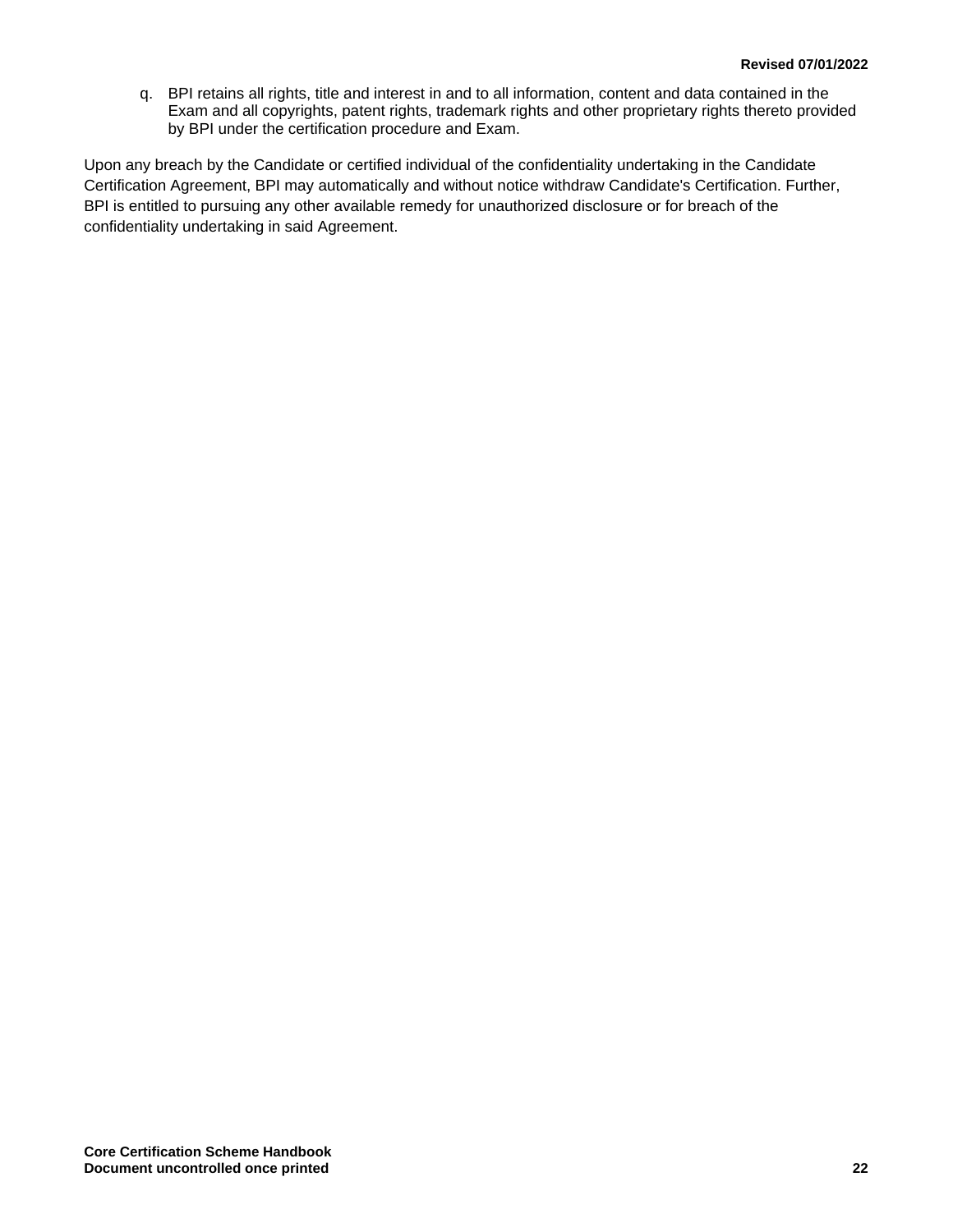q. BPI retains all rights, title and interest in and to all information, content and data contained in the Exam and all copyrights, patent rights, trademark rights and other proprietary rights thereto provided by BPI under the certification procedure and Exam.

Upon any breach by the Candidate or certified individual of the confidentiality undertaking in the Candidate Certification Agreement, BPI may automatically and without notice withdraw Candidate's Certification. Further, BPI is entitled to pursuing any other available remedy for unauthorized disclosure or for breach of the confidentiality undertaking in said Agreement.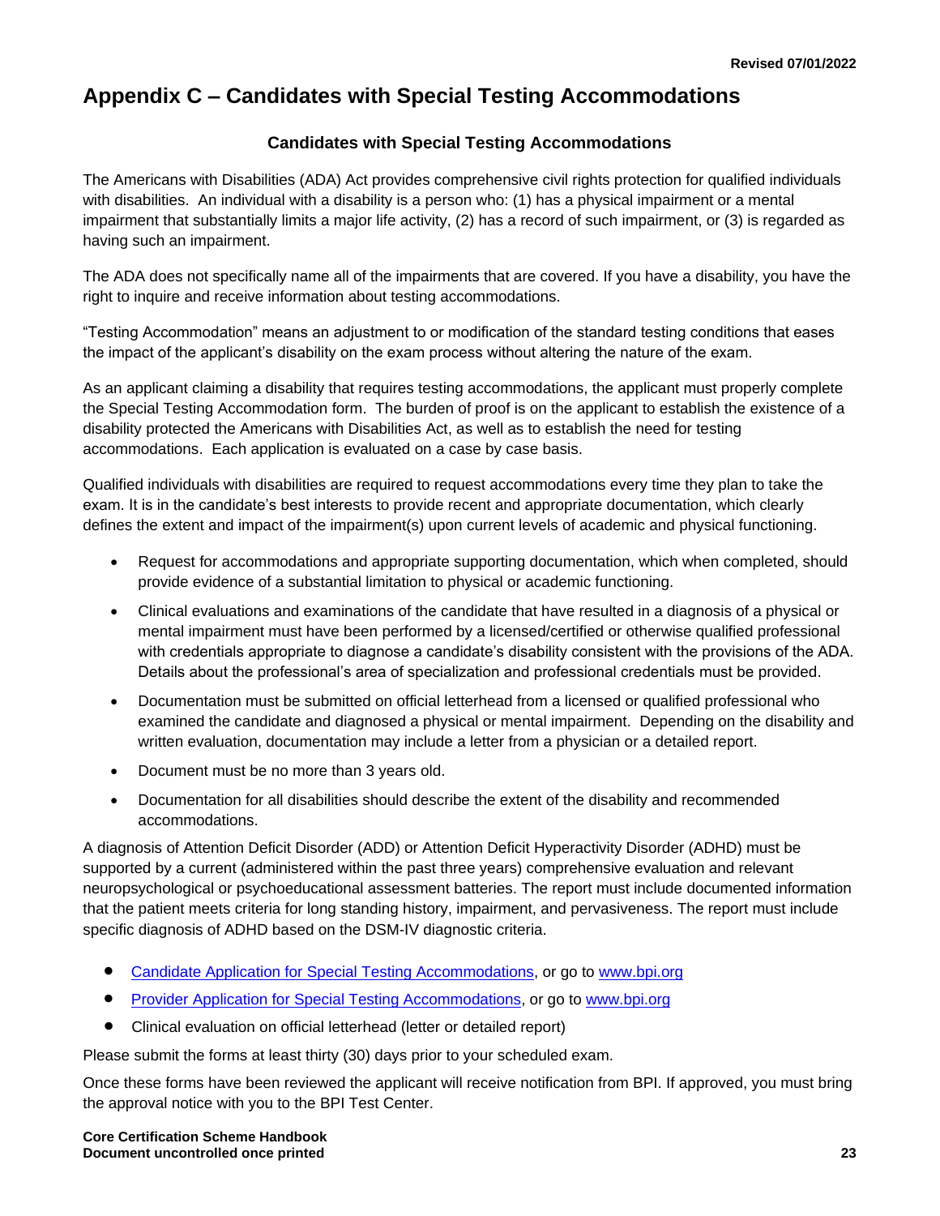# Appendix C – Candidates with Special Testing Accommodations

### Candidates with Special Testing Accommodations

The Americans with Disabilities (ADA) Act provides comprehensive civil rights protection for qualified individuals with disabilities. An individual with a disability is a person who: (1) has a physical impairment or a mental impairment that substantially limits a major life activity, (2) has a record of such impairment, or (3) is regarded as having such an impairment.

The ADA does not specifically name all of the impairments that are covered. If you have a disability, you have the right to inquire and receive information about testing accommodations.

"Testing Accommodation" means an adjustment to or modification of the standard testing conditions that eases the impact of the applicant's disability on the exam process without altering the nature of the exam.

As an applicant claiming a disability that requires testing accommodations, the applicant must properly complete the Special Testing Accommodation form. The burden of proof is on the applicant to establish the existence of a disability protected the Americans with Disabilities Act, as well as to establish the need for testing accommodations. Each application is evaluated on a case by case basis.

Qualified individuals with disabilities are required to request accommodations every time they plan to take the exam. It is in the candidate's best interests to provide recent and appropriate documentation, which clearly defines the extent and impact of the impairment(s) upon current levels of academic and physical functioning.

- Request for accommodations and appropriate supporting documentation, which when completed, should provide evidence of a substantial limitation to physical or academic functioning.
- Clinical evaluations and examinations of the candidate that have resulted in a diagnosis of a physical or mental impairment must have been performed by a licensed/certified or otherwise qualified professional with credentials appropriate to diagnose a candidate's disability consistent with the provisions of the ADA. Details about the professional's area of specialization and professional credentials must be provided.
- Documentation must be submitted on official letterhead from a licensed or qualified professional who examined the candidate and diagnosed a physical or mental impairment. Depending on the disability and written evaluation, documentation may include a letter from a physician or a detailed report.
- Document must be no more than 3 years old.
- Documentation for all disabilities should describe the extent of the disability and recommended accommodations.

A diagnosis of Attention Deficit Disorder (ADD) or Attention Deficit Hyperactivity Disorder (ADHD) must be supported by a current (administered within the past three years) comprehensive evaluation and relevant neuropsychological or psychoeducational assessment batteries. The report must include documented information that the patient meets criteria for long standing history, impairment, and pervasiveness. The report must include specific diagnosis of ADHD based on the DSM-IV diagnostic criteria.

- Candidate Application for Special Testing Accommodations, or go to www.bpi.org
- Provider Application for Special Testing Accommodations, or go to www.bpi.org
- Clinical evaluation on official letterhead (letter or detailed report)

Please submit the forms at least thirty (30) days prior to your scheduled exam.

Once these forms have been reviewed the applicant will receive notification from BPI. If approved, you must bring the approval notice with you to the BPI Test Center.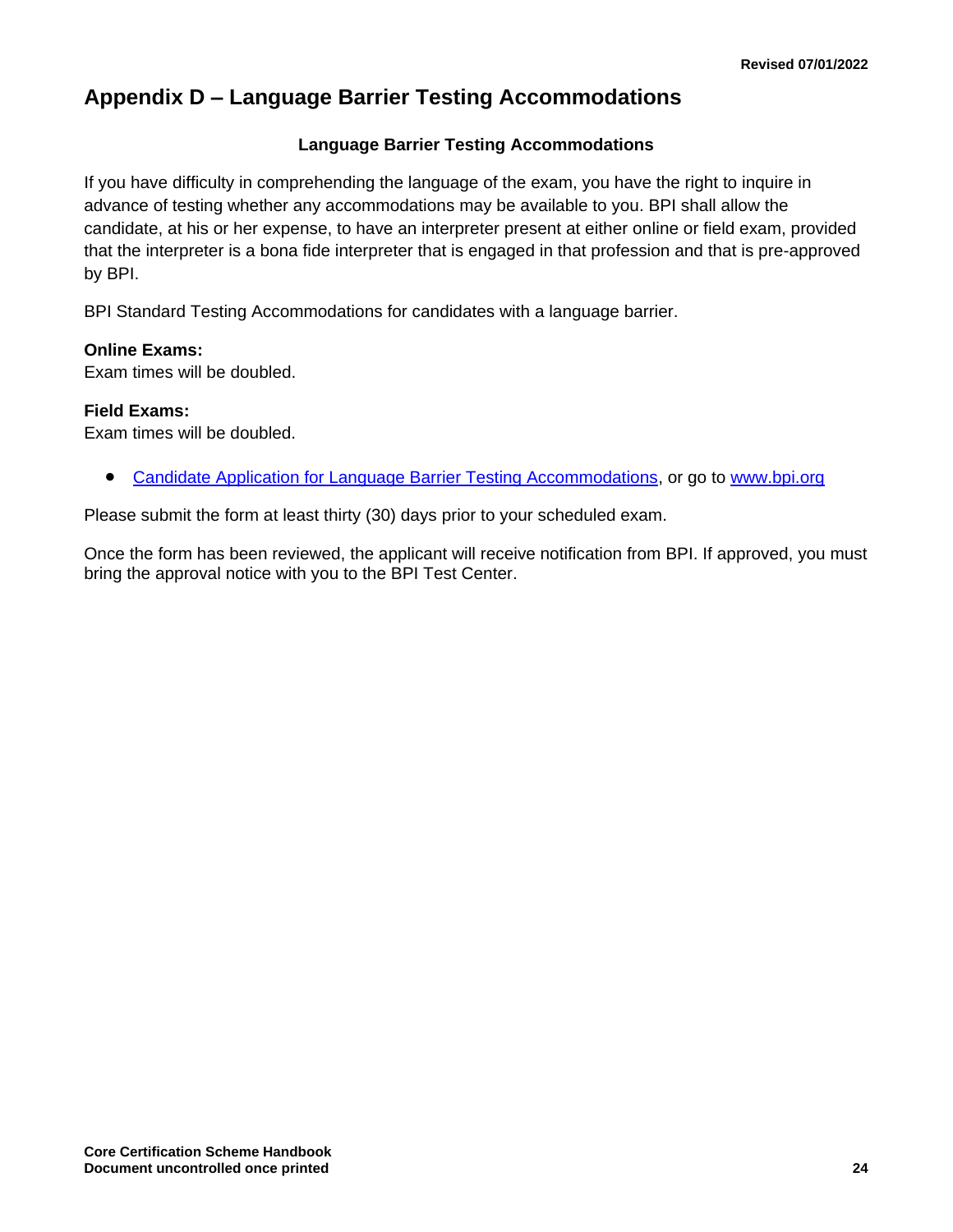# Appendix D – Language Barrier Testing Accommodations

**Language Barrier Testing Accommodations**

If you have difficulty in comprehending the language of the exam, you have the right to inquire in advance of testing whether any accommodations may be available to you. BPI shall allow the candidate, at his or her expense, to have an interpreter present at either online or field exam, provided that the interpreter is a bona fide interpreter that is engaged in that profession and that is pre-approved by BPI.

BPI Standard Testing Accommodations for candidates with a language barrier.

**Online Exams:**
Exam times will be doubled.

**Field Exams:**
Exam times will be doubled.

- Candidate Application for Language Barrier Testing Accommodations, or go to www.bpi.org

Please submit the form at least thirty (30) days prior to your scheduled exam.

Once the form has been reviewed, the applicant will receive notification from BPI. If approved, you must bring the approval notice with you to the BPI Test Center.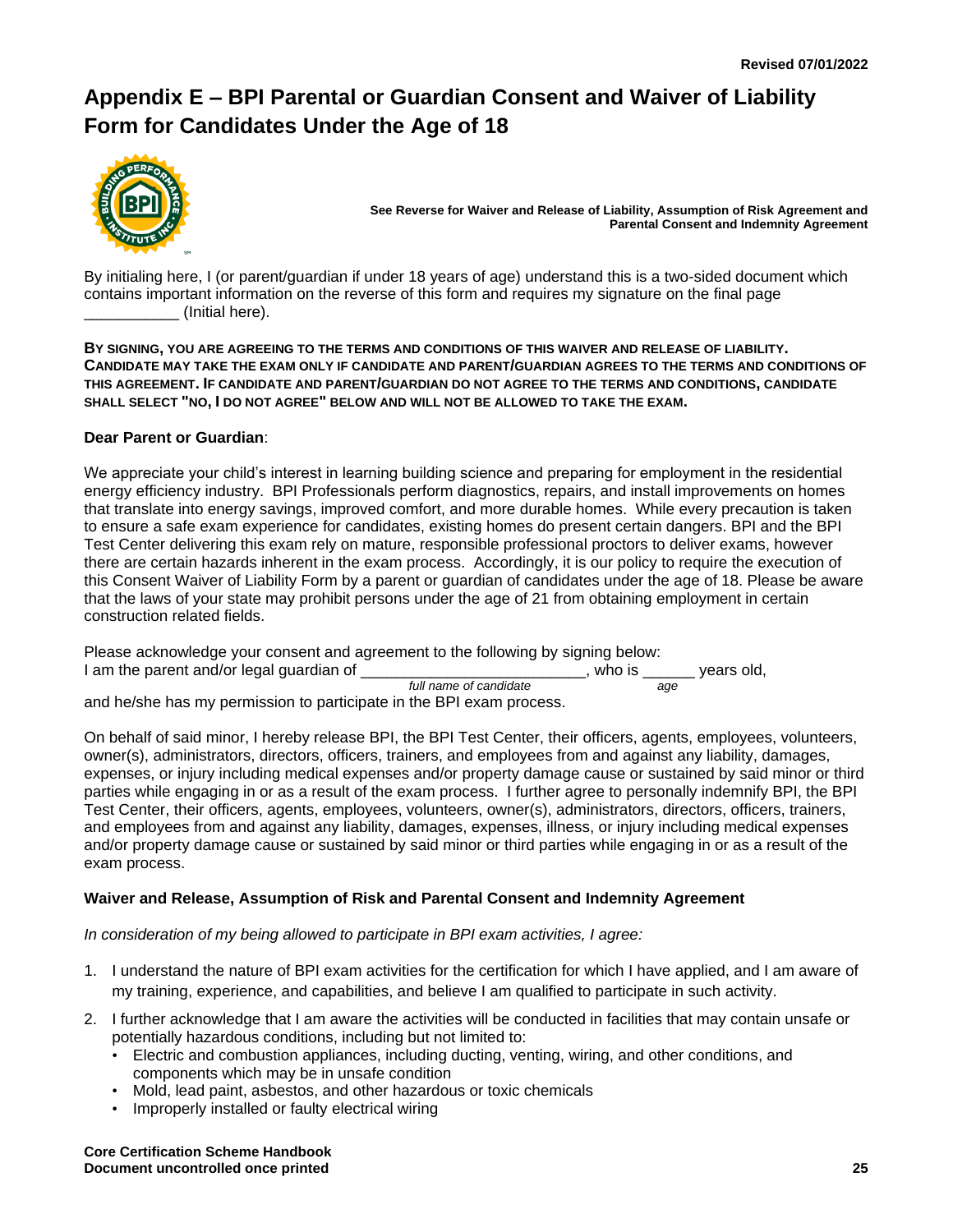Revised 07/01/2022

# Appendix E – BPI Parental or Guardian Consent and Waiver of Liability Form for Candidates Under the Age of 18

**See Reverse for Waiver and Release of Liability, Assumption of Risk Agreement and Parental Consent and Indemnity Agreement**

By initialing here, I (or parent/guardian if under 18 years of age) understand this is a two-sided document which contains important information on the reverse of this form and requires my signature on the final page ___________ (Initial here).

**BY SIGNING, YOU ARE AGREEING TO THE TERMS AND CONDITIONS OF THIS WAIVER AND RELEASE OF LIABILITY. CANDIDATE MAY TAKE THE EXAM ONLY IF CANDIDATE AND PARENT/GUARDIAN AGREES TO THE TERMS AND CONDITIONS OF THIS AGREEMENT. IF CANDIDATE AND PARENT/GUARDIAN DO NOT AGREE TO THE TERMS AND CONDITIONS, CANDIDATE SHALL SELECT "NO, I DO NOT AGREE" BELOW AND WILL NOT BE ALLOWED TO TAKE THE EXAM.**

**Dear Parent or Guardian**:

We appreciate your child's interest in learning building science and preparing for employment in the residential energy efficiency industry. BPI Professionals perform diagnostics, repairs, and install improvements on homes that translate into energy savings, improved comfort, and more durable homes. While every precaution is taken to ensure a safe exam experience for candidates, existing homes do present certain dangers. BPI and the BPI Test Center delivering this exam rely on mature, responsible professional proctors to deliver exams, however there are certain hazards inherent in the exam process. Accordingly, it is our policy to require the execution of this Consent Waiver of Liability Form by a parent or guardian of candidates under the age of 18. Please be aware that the laws of your state may prohibit persons under the age of 21 from obtaining employment in certain construction related fields.

Please acknowledge your consent and agreement to the following by signing below:
I am the parent and/or legal guardian of ___________________________, who is ______ years old,
*full name of candidate* *age*
and he/she has my permission to participate in the BPI exam process.

On behalf of said minor, I hereby release BPI, the BPI Test Center, their officers, agents, employees, volunteers, owner(s), administrators, directors, officers, trainers, and employees from and against any liability, damages, expenses, or injury including medical expenses and/or property damage cause or sustained by said minor or third parties while engaging in or as a result of the exam process. I further agree to personally indemnify BPI, the BPI Test Center, their officers, agents, employees, volunteers, owner(s), administrators, directors, officers, trainers, and employees from and against any liability, damages, expenses, illness, or injury including medical expenses and/or property damage cause or sustained by said minor or third parties while engaging in or as a result of the exam process.

**Waiver and Release, Assumption of Risk and Parental Consent and Indemnity Agreement**

*In consideration of my being allowed to participate in BPI exam activities, I agree:*

1. I understand the nature of BPI exam activities for the certification for which I have applied, and I am aware of my training, experience, and capabilities, and believe I am qualified to participate in such activity.
2. I further acknowledge that I am aware the activities will be conducted in facilities that may contain unsafe or potentially hazardous conditions, including but not limited to:
   - Electric and combustion appliances, including ducting, venting, wiring, and other conditions, and components which may be in unsafe condition
   - Mold, lead paint, asbestos, and other hazardous or toxic chemicals
   - Improperly installed or faulty electrical wiring

**Core Certification Scheme Handbook**
**Document uncontrolled once printed**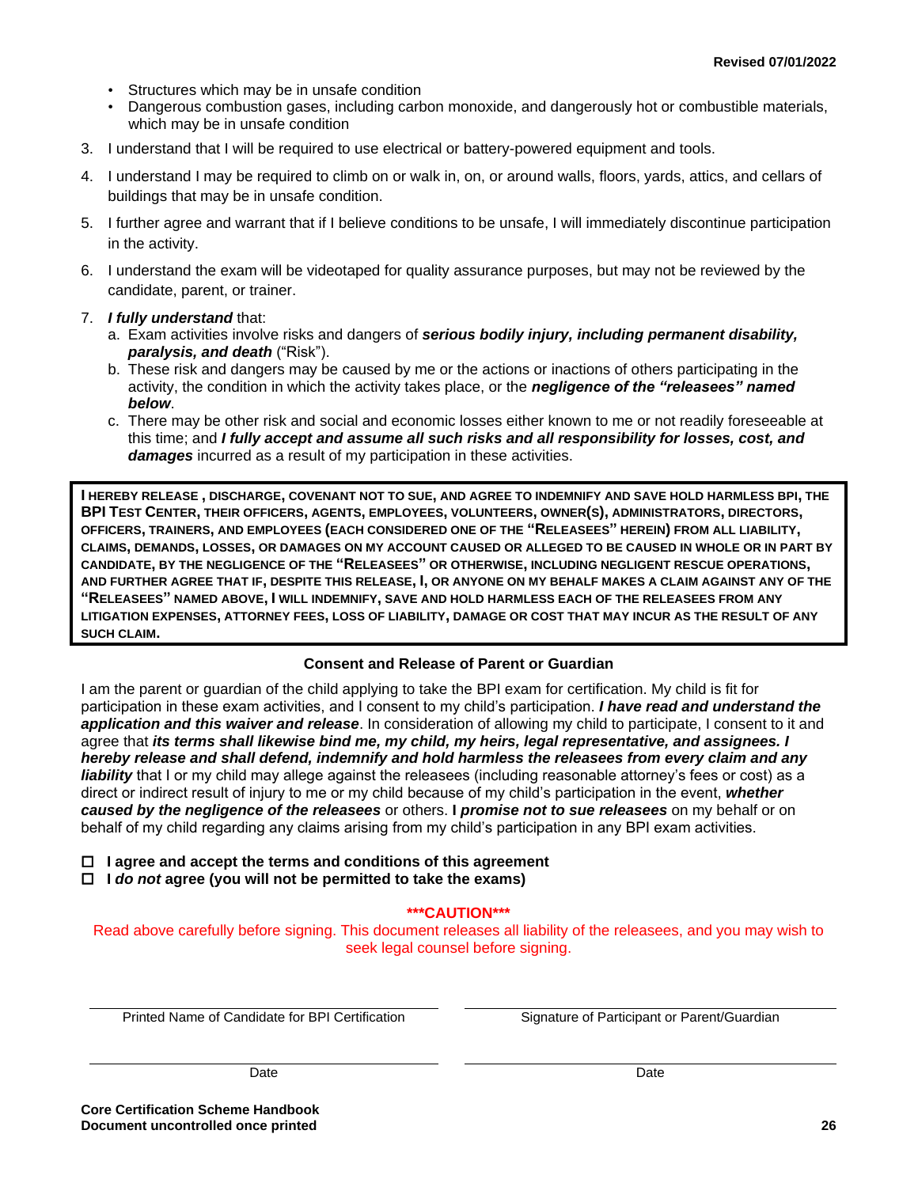- Structures which may be in unsafe condition
- Dangerous combustion gases, including carbon monoxide, and dangerously hot or combustible materials, which may be in unsafe condition

3. I understand that I will be required to use electrical or battery-powered equipment and tools.
4. I understand I may be required to climb on or walk in, on, or around walls, floors, yards, attics, and cellars of buildings that may be in unsafe condition.
5. I further agree and warrant that if I believe conditions to be unsafe, I will immediately discontinue participation in the activity.
6. I understand the exam will be videotaped for quality assurance purposes, but may not be reviewed by the candidate, parent, or trainer.
7. ***I fully understand*** that:
   a. Exam activities involve risks and dangers of ***serious bodily injury, including permanent disability, paralysis, and death*** ("Risk").
   b. These risk and dangers may be caused by me or the actions or inactions of others participating in the activity, the condition in which the activity takes place, or the ***negligence of the "releasees" named below***.
   c. There may be other risk and social and economic losses either known to me or not readily foreseeable at this time; and ***I fully accept and assume all such risks and all responsibility for losses, cost, and damages*** incurred as a result of my participation in these activities.

**I HEREBY RELEASE , DISCHARGE, COVENANT NOT TO SUE, AND AGREE TO INDEMNIFY AND SAVE HOLD HARMLESS BPI, THE BPI TEST CENTER, THEIR OFFICERS, AGENTS, EMPLOYEES, VOLUNTEERS, OWNER(S), ADMINISTRATORS, DIRECTORS, OFFICERS, TRAINERS, AND EMPLOYEES (EACH CONSIDERED ONE OF THE "RELEASEES" HEREIN) FROM ALL LIABILITY, CLAIMS, DEMANDS, LOSSES, OR DAMAGES ON MY ACCOUNT CAUSED OR ALLEGED TO BE CAUSED IN WHOLE OR IN PART BY CANDIDATE, BY THE NEGLIGENCE OF THE "RELEASEES" OR OTHERWISE, INCLUDING NEGLIGENT RESCUE OPERATIONS, AND FURTHER AGREE THAT IF, DESPITE THIS RELEASE, I, OR ANYONE ON MY BEHALF MAKES A CLAIM AGAINST ANY OF THE "RELEASEES" NAMED ABOVE, I WILL INDEMNIFY, SAVE AND HOLD HARMLESS EACH OF THE RELEASEES FROM ANY LITIGATION EXPENSES, ATTORNEY FEES, LOSS OF LIABILITY, DAMAGE OR COST THAT MAY INCUR AS THE RESULT OF ANY SUCH CLAIM.**

### Consent and Release of Parent or Guardian

I am the parent or guardian of the child applying to take the BPI exam for certification. My child is fit for participation in these exam activities, and I consent to my child's participation. ***I have read and understand the application and this waiver and release***. In consideration of allowing my child to participate, I consent to it and agree that ***its terms shall likewise bind me, my child, my heirs, legal representative, and assignees. I hereby release and shall defend, indemnify and hold harmless the releasees from every claim and any liability*** that I or my child may allege against the releasees (including reasonable attorney's fees or cost) as a direct or indirect result of injury to me or my child because of my child's participation in the event, ***whether caused by the negligence of the releasees*** or others. **I *promise not to sue releasees*** on my behalf or on behalf of my child regarding any claims arising from my child's participation in any BPI exam activities.

- ☐ **I agree and accept the terms and conditions of this agreement**
- ☐ **I *do not* agree (you will not be permitted to take the exams)**

**\*\*\*CAUTION\*\*\***

Read above carefully before signing. This document releases all liability of the releasees, and you may wish to seek legal counsel before signing.

| ______________________________ | ______________________________ |
|---|---|
| Printed Name of Candidate for BPI Certification | Signature of Participant or Parent/Guardian |
| ______________________________ | ______________________________ |
| Date | Date |

**Core Certification Scheme Handbook**
**Document uncontrolled once printed**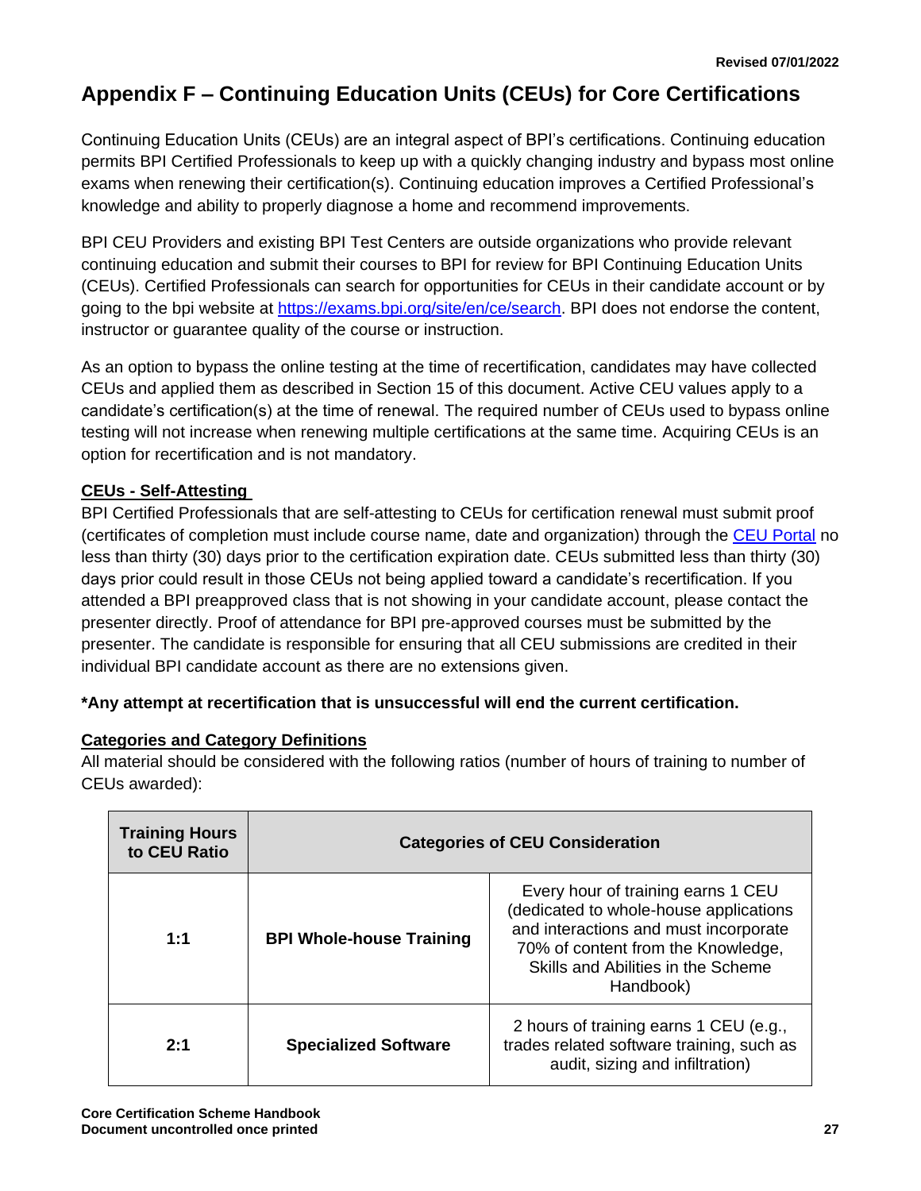# Appendix F – Continuing Education Units (CEUs) for Core Certifications

Continuing Education Units (CEUs) are an integral aspect of BPI's certifications. Continuing education permits BPI Certified Professionals to keep up with a quickly changing industry and bypass most online exams when renewing their certification(s). Continuing education improves a Certified Professional's knowledge and ability to properly diagnose a home and recommend improvements.

BPI CEU Providers and existing BPI Test Centers are outside organizations who provide relevant continuing education and submit their courses to BPI for review for BPI Continuing Education Units (CEUs). Certified Professionals can search for opportunities for CEUs in their candidate account or by going to the bpi website at [https://exams.bpi.org/site/en/ce/search](https://exams.bpi.org/site/en/ce/search). BPI does not endorse the content, instructor or guarantee quality of the course or instruction.

As an option to bypass the online testing at the time of recertification, candidates may have collected CEUs and applied them as described in Section 15 of this document. Active CEU values apply to a candidate's certification(s) at the time of renewal. The required number of CEUs used to bypass online testing will not increase when renewing multiple certifications at the same time. Acquiring CEUs is an option for recertification and is not mandatory.

**CEUs - Self-Attesting**

BPI Certified Professionals that are self-attesting to CEUs for certification renewal must submit proof (certificates of completion must include course name, date and organization) through the CEU Portal no less than thirty (30) days prior to the certification expiration date. CEUs submitted less than thirty (30) days prior could result in those CEUs not being applied toward a candidate's recertification. If you attended a BPI preapproved class that is not showing in your candidate account, please contact the presenter directly. Proof of attendance for BPI pre-approved courses must be submitted by the presenter. The candidate is responsible for ensuring that all CEU submissions are credited in their individual BPI candidate account as there are no extensions given.

**\*Any attempt at recertification that is unsuccessful will end the current certification.**

**Categories and Category Definitions**

All material should be considered with the following ratios (number of hours of training to number of CEUs awarded):

| Training Hours to CEU Ratio | Categories of CEU Consideration | |
|---|---|---|
| 1:1 | **BPI Whole-house Training** | Every hour of training earns 1 CEU (dedicated to whole-house applications and interactions and must incorporate 70% of content from the Knowledge, Skills and Abilities in the Scheme Handbook) |
| 2:1 | **Specialized Software** | 2 hours of training earns 1 CEU (e.g., trades related software training, such as audit, sizing and infiltration) |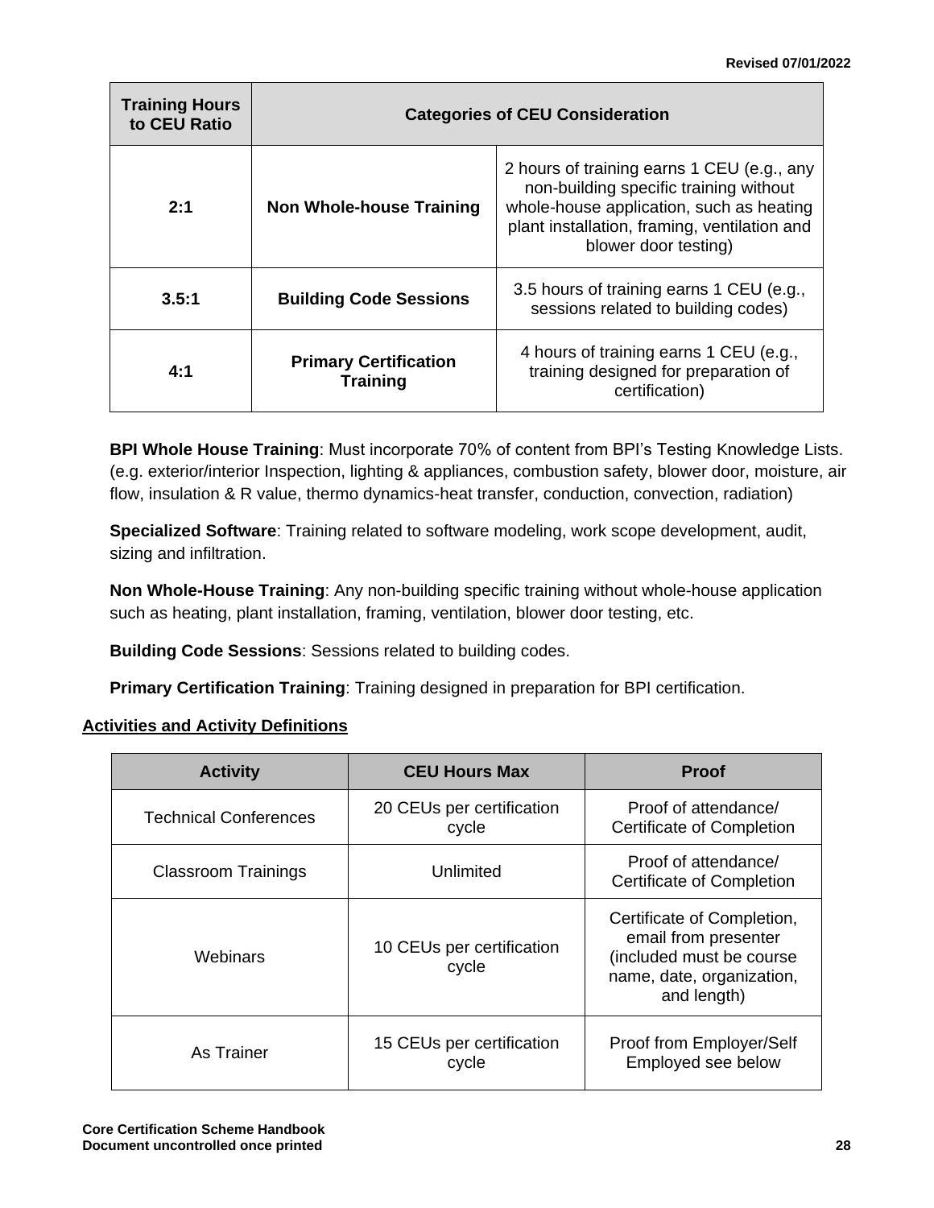| Training Hours to CEU Ratio | Categories of CEU Consideration | |
|---|---|---|
| 2:1 | Non Whole-house Training | 2 hours of training earns 1 CEU (e.g., any non-building specific training without whole-house application, such as heating plant installation, framing, ventilation and blower door testing) |
| 3.5:1 | Building Code Sessions | 3.5 hours of training earns 1 CEU (e.g., sessions related to building codes) |
| 4:1 | Primary Certification Training | 4 hours of training earns 1 CEU (e.g., training designed for preparation of certification) |

**BPI Whole House Training**: Must incorporate 70% of content from BPI's Testing Knowledge Lists. (e.g. exterior/interior Inspection, lighting & appliances, combustion safety, blower door, moisture, air flow, insulation & R value, thermo dynamics-heat transfer, conduction, convection, radiation)

**Specialized Software**: Training related to software modeling, work scope development, audit, sizing and infiltration.

**Non Whole-House Training**: Any non-building specific training without whole-house application such as heating, plant installation, framing, ventilation, blower door testing, etc.

**Building Code Sessions**: Sessions related to building codes.

**Primary Certification Training**: Training designed in preparation for BPI certification.

## Activities and Activity Definitions

| Activity | CEU Hours Max | Proof |
|---|---|---|
| Technical Conferences | 20 CEUs per certification cycle | Proof of attendance/ Certificate of Completion |
| Classroom Trainings | Unlimited | Proof of attendance/ Certificate of Completion |
| Webinars | 10 CEUs per certification cycle | Certificate of Completion, email from presenter (included must be course name, date, organization, and length) |
| As Trainer | 15 CEUs per certification cycle | Proof from Employer/Self Employed see below |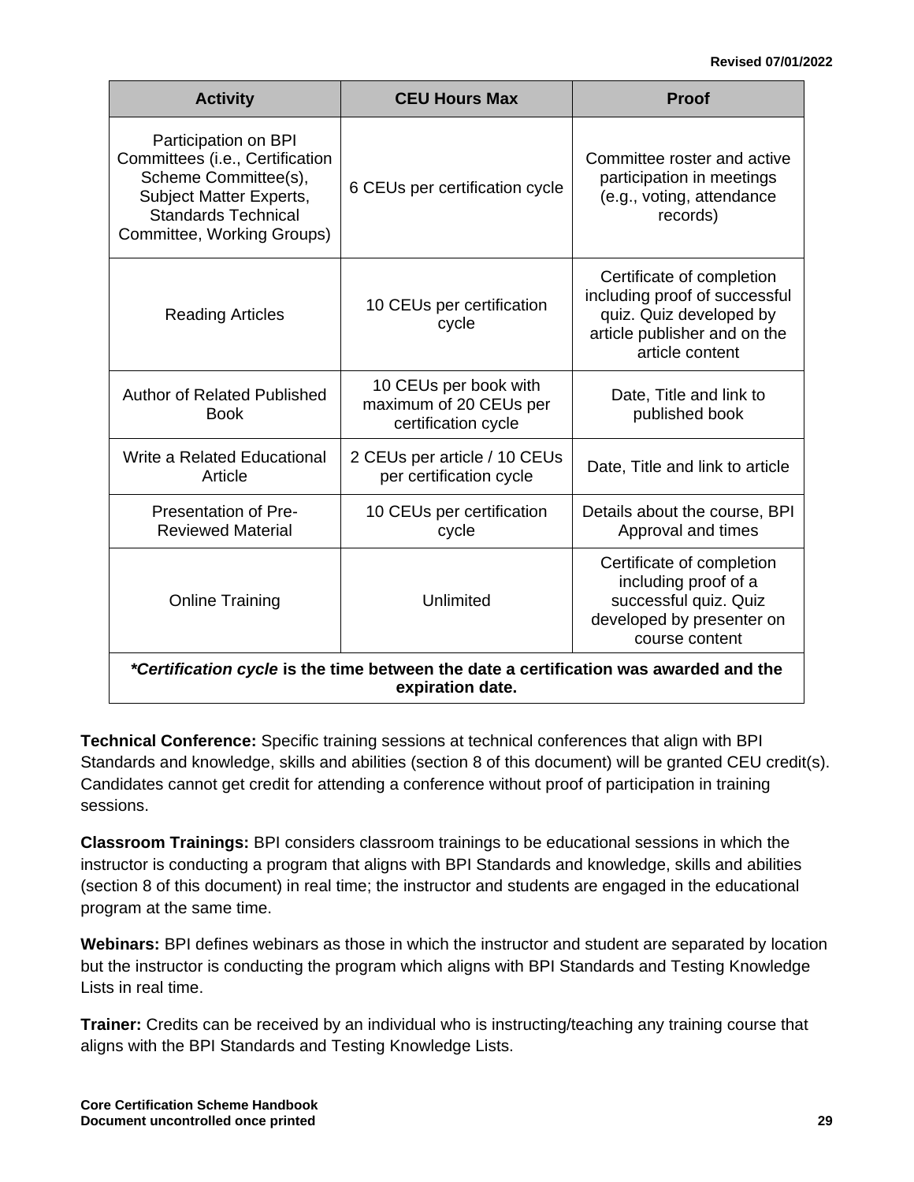| Activity | CEU Hours Max | Proof |
|---|---|---|
| Participation on BPI Committees (i.e., Certification Scheme Committee(s), Subject Matter Experts, Standards Technical Committee, Working Groups) | 6 CEUs per certification cycle | Committee roster and active participation in meetings (e.g., voting, attendance records) |
| Reading Articles | 10 CEUs per certification cycle | Certificate of completion including proof of successful quiz. Quiz developed by article publisher and on the article content |
| Author of Related Published Book | 10 CEUs per book with maximum of 20 CEUs per certification cycle | Date, Title and link to published book |
| Write a Related Educational Article | 2 CEUs per article / 10 CEUs per certification cycle | Date, Title and link to article |
| Presentation of Pre-Reviewed Material | 10 CEUs per certification cycle | Details about the course, BPI Approval and times |
| Online Training | Unlimited | Certificate of completion including proof of a successful quiz. Quiz developed by presenter on course content |
| ***Certification cycle* is the time between the date a certification was awarded and the expiration date.** | | |

**Technical Conference:** Specific training sessions at technical conferences that align with BPI Standards and knowledge, skills and abilities (section 8 of this document) will be granted CEU credit(s). Candidates cannot get credit for attending a conference without proof of participation in training sessions.

**Classroom Trainings:** BPI considers classroom trainings to be educational sessions in which the instructor is conducting a program that aligns with BPI Standards and knowledge, skills and abilities (section 8 of this document) in real time; the instructor and students are engaged in the educational program at the same time.

**Webinars:** BPI defines webinars as those in which the instructor and student are separated by location but the instructor is conducting the program which aligns with BPI Standards and Testing Knowledge Lists in real time.

**Trainer:** Credits can be received by an individual who is instructing/teaching any training course that aligns with the BPI Standards and Testing Knowledge Lists.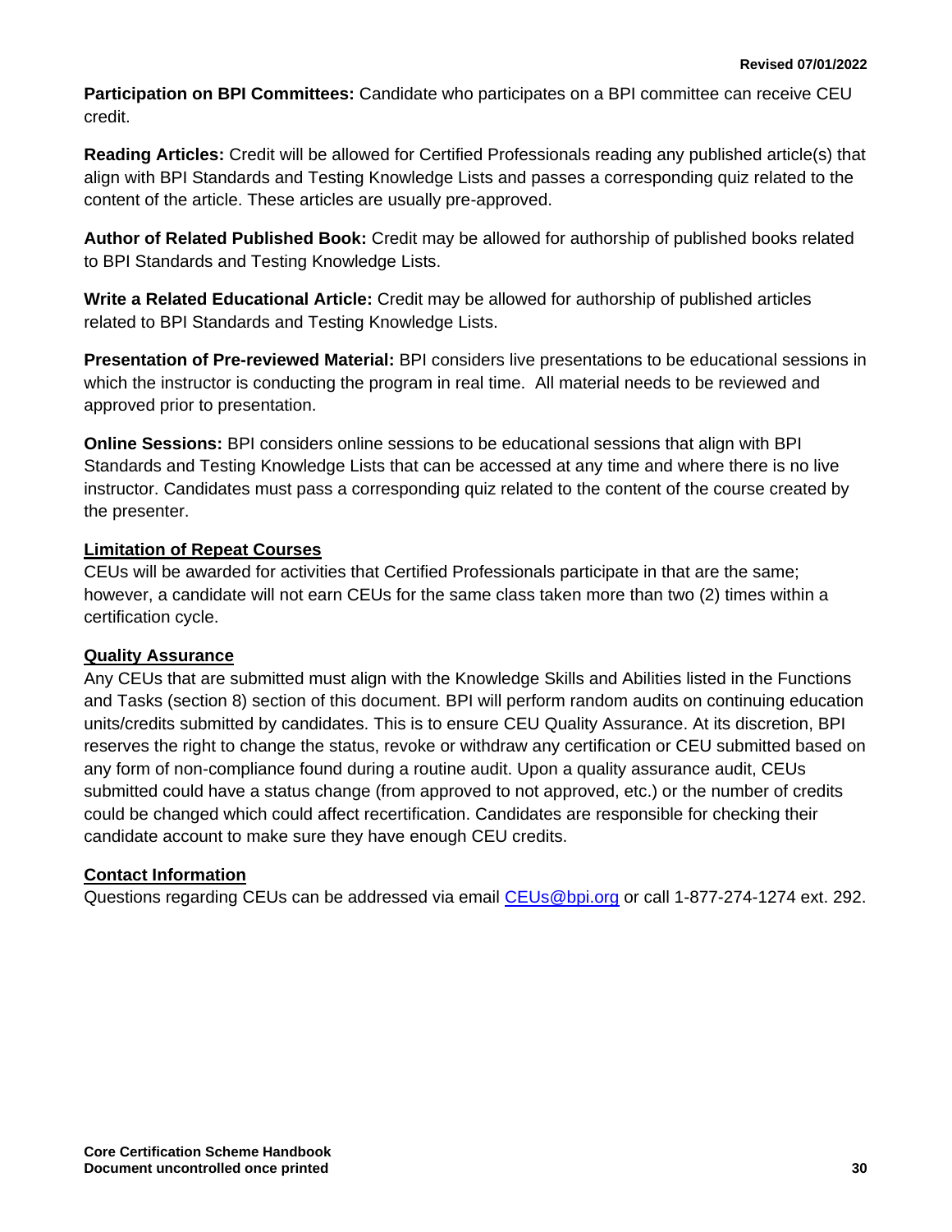**Participation on BPI Committees:** Candidate who participates on a BPI committee can receive CEU credit.

**Reading Articles:** Credit will be allowed for Certified Professionals reading any published article(s) that align with BPI Standards and Testing Knowledge Lists and passes a corresponding quiz related to the content of the article. These articles are usually pre-approved.

**Author of Related Published Book:** Credit may be allowed for authorship of published books related to BPI Standards and Testing Knowledge Lists.

**Write a Related Educational Article:** Credit may be allowed for authorship of published articles related to BPI Standards and Testing Knowledge Lists.

**Presentation of Pre-reviewed Material:** BPI considers live presentations to be educational sessions in which the instructor is conducting the program in real time. All material needs to be reviewed and approved prior to presentation.

**Online Sessions:** BPI considers online sessions to be educational sessions that align with BPI Standards and Testing Knowledge Lists that can be accessed at any time and where there is no live instructor. Candidates must pass a corresponding quiz related to the content of the course created by the presenter.

**Limitation of Repeat Courses**

CEUs will be awarded for activities that Certified Professionals participate in that are the same; however, a candidate will not earn CEUs for the same class taken more than two (2) times within a certification cycle.

**Quality Assurance**

Any CEUs that are submitted must align with the Knowledge Skills and Abilities listed in the Functions and Tasks (section 8) section of this document. BPI will perform random audits on continuing education units/credits submitted by candidates. This is to ensure CEU Quality Assurance. At its discretion, BPI reserves the right to change the status, revoke or withdraw any certification or CEU submitted based on any form of non-compliance found during a routine audit. Upon a quality assurance audit, CEUs submitted could have a status change (from approved to not approved, etc.) or the number of credits could be changed which could affect recertification. Candidates are responsible for checking their candidate account to make sure they have enough CEU credits.

**Contact Information**

Questions regarding CEUs can be addressed via email CEUs@bpi.org or call 1-877-274-1274 ext. 292.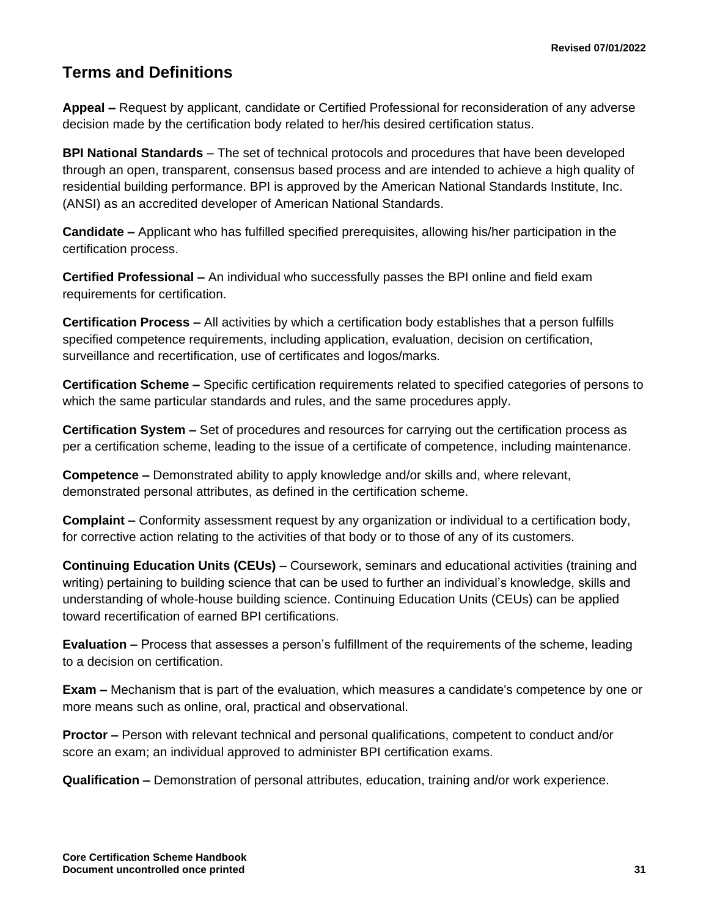## Terms and Definitions

**Appeal –** Request by applicant, candidate or Certified Professional for reconsideration of any adverse decision made by the certification body related to her/his desired certification status.

**BPI National Standards** – The set of technical protocols and procedures that have been developed through an open, transparent, consensus based process and are intended to achieve a high quality of residential building performance. BPI is approved by the American National Standards Institute, Inc. (ANSI) as an accredited developer of American National Standards.

**Candidate –** Applicant who has fulfilled specified prerequisites, allowing his/her participation in the certification process.

**Certified Professional –** An individual who successfully passes the BPI online and field exam requirements for certification.

**Certification Process –** All activities by which a certification body establishes that a person fulfills specified competence requirements, including application, evaluation, decision on certification, surveillance and recertification, use of certificates and logos/marks.

**Certification Scheme –** Specific certification requirements related to specified categories of persons to which the same particular standards and rules, and the same procedures apply.

**Certification System –** Set of procedures and resources for carrying out the certification process as per a certification scheme, leading to the issue of a certificate of competence, including maintenance.

**Competence –** Demonstrated ability to apply knowledge and/or skills and, where relevant, demonstrated personal attributes, as defined in the certification scheme.

**Complaint –** Conformity assessment request by any organization or individual to a certification body, for corrective action relating to the activities of that body or to those of any of its customers.

**Continuing Education Units (CEUs)** – Coursework, seminars and educational activities (training and writing) pertaining to building science that can be used to further an individual's knowledge, skills and understanding of whole-house building science. Continuing Education Units (CEUs) can be applied toward recertification of earned BPI certifications.

**Evaluation –** Process that assesses a person's fulfillment of the requirements of the scheme, leading to a decision on certification.

**Exam –** Mechanism that is part of the evaluation, which measures a candidate's competence by one or more means such as online, oral, practical and observational.

**Proctor –** Person with relevant technical and personal qualifications, competent to conduct and/or score an exam; an individual approved to administer BPI certification exams.

**Qualification –** Demonstration of personal attributes, education, training and/or work experience.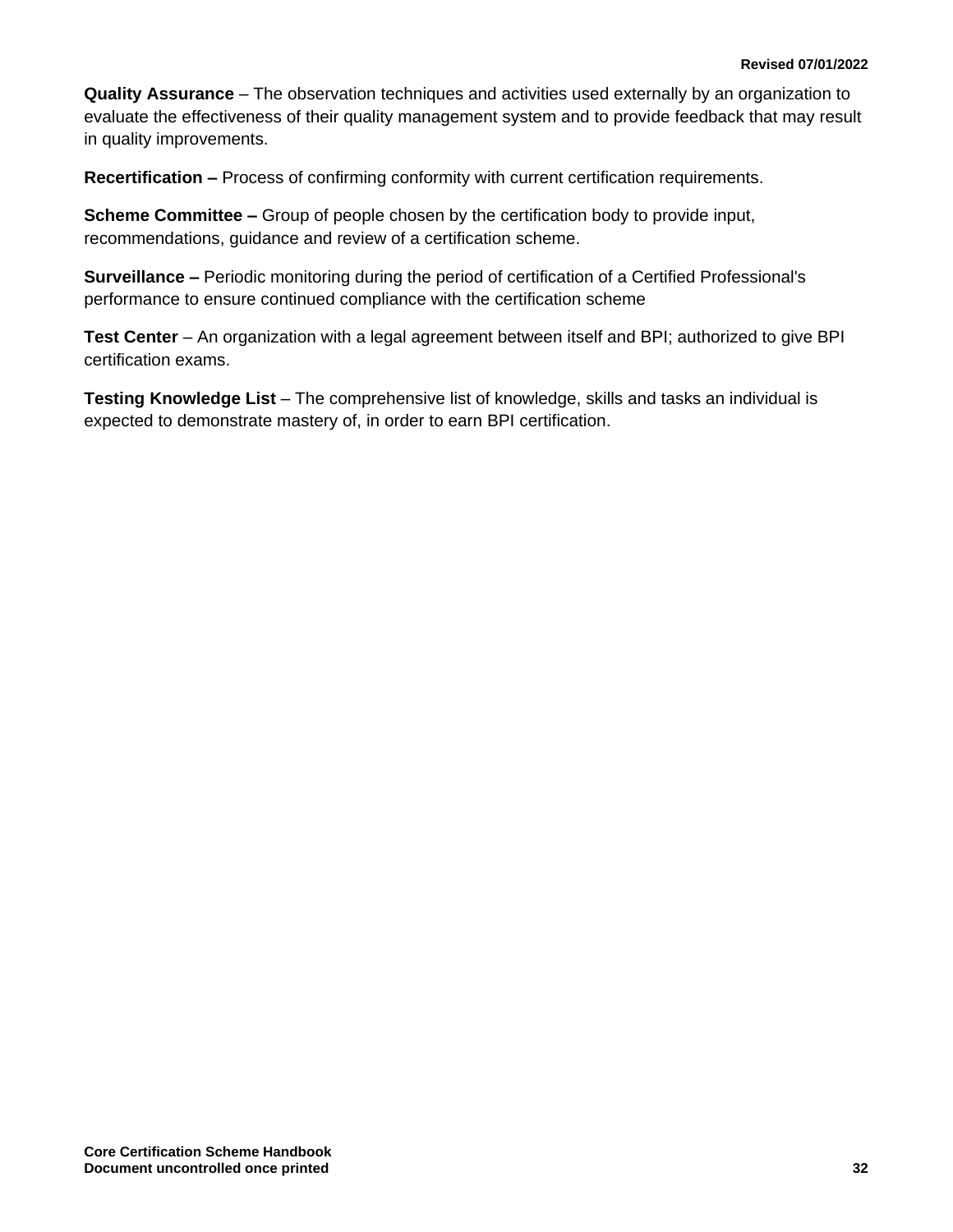**Quality Assurance** – The observation techniques and activities used externally by an organization to evaluate the effectiveness of their quality management system and to provide feedback that may result in quality improvements.

**Recertification –** Process of confirming conformity with current certification requirements.

**Scheme Committee –** Group of people chosen by the certification body to provide input, recommendations, guidance and review of a certification scheme.

**Surveillance –** Periodic monitoring during the period of certification of a Certified Professional's performance to ensure continued compliance with the certification scheme

**Test Center** – An organization with a legal agreement between itself and BPI; authorized to give BPI certification exams.

**Testing Knowledge List** – The comprehensive list of knowledge, skills and tasks an individual is expected to demonstrate mastery of, in order to earn BPI certification.